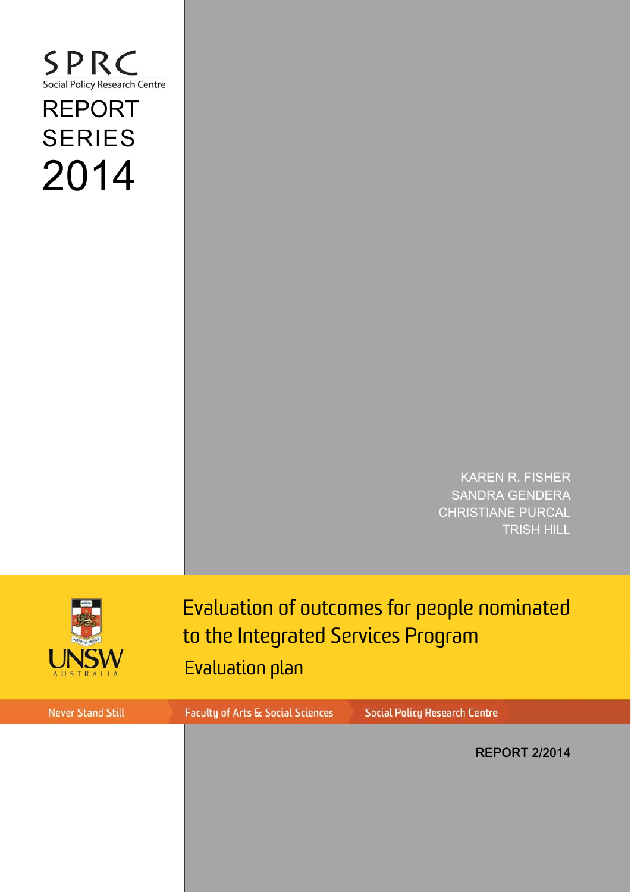SPRC
Social Policy Research Centre

REPORT SERIES 2014

KAREN R. FISHER
SANDRA GENDERA
CHRISTIANE PURCAL
TRISH HILL

UNSW AUSTRALIA

# Evaluation of outcomes for people nominated to the Integrated Services Program

## Evaluation plan

Never Stand Still | Faculty of Arts & Social Sciences | Social Policy Research Centre

REPORT 2/2014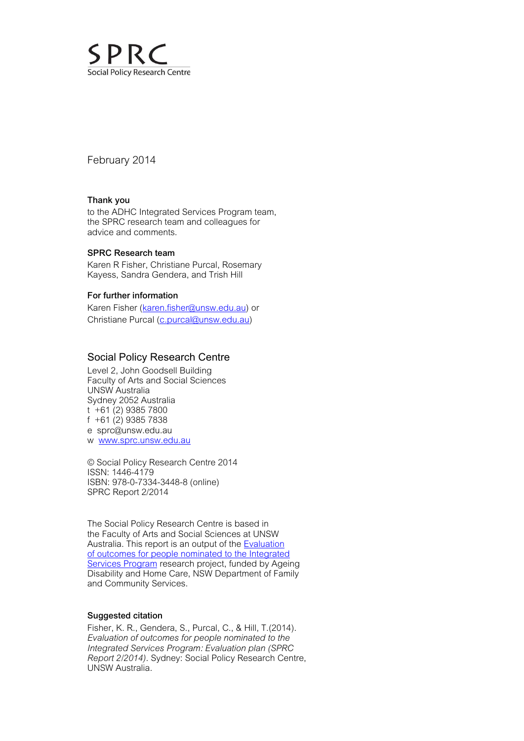SPRC
Social Policy Research Centre

February 2014

**Thank you**

to the ADHC Integrated Services Program team, the SPRC research team and colleagues for advice and comments.

**SPRC Research team**

Karen R Fisher, Christiane Purcal, Rosemary Kayess, Sandra Gendera, and Trish Hill

**For further information**

Karen Fisher (karen.fisher@unsw.edu.au) or Christiane Purcal (c.purcal@unsw.edu.au)

## Social Policy Research Centre

Level 2, John Goodsell Building
Faculty of Arts and Social Sciences
UNSW Australia
Sydney 2052 Australia
t +61 (2) 9385 7800
f +61 (2) 9385 7838
e sprc@unsw.edu.au
w www.sprc.unsw.edu.au

© Social Policy Research Centre 2014
ISSN: 1446-4179
ISBN: 978-0-7334-3448-8 (online)
SPRC Report 2/2014

The Social Policy Research Centre is based in the Faculty of Arts and Social Sciences at UNSW Australia. This report is an output of the Evaluation of outcomes for people nominated to the Integrated Services Program research project, funded by Ageing Disability and Home Care, NSW Department of Family and Community Services.

**Suggested citation**

Fisher, K. R., Gendera, S., Purcal, C., & Hill, T.(2014). *Evaluation of outcomes for people nominated to the Integrated Services Program: Evaluation plan (SPRC Report 2/2014)*. Sydney: Social Policy Research Centre, UNSW Australia.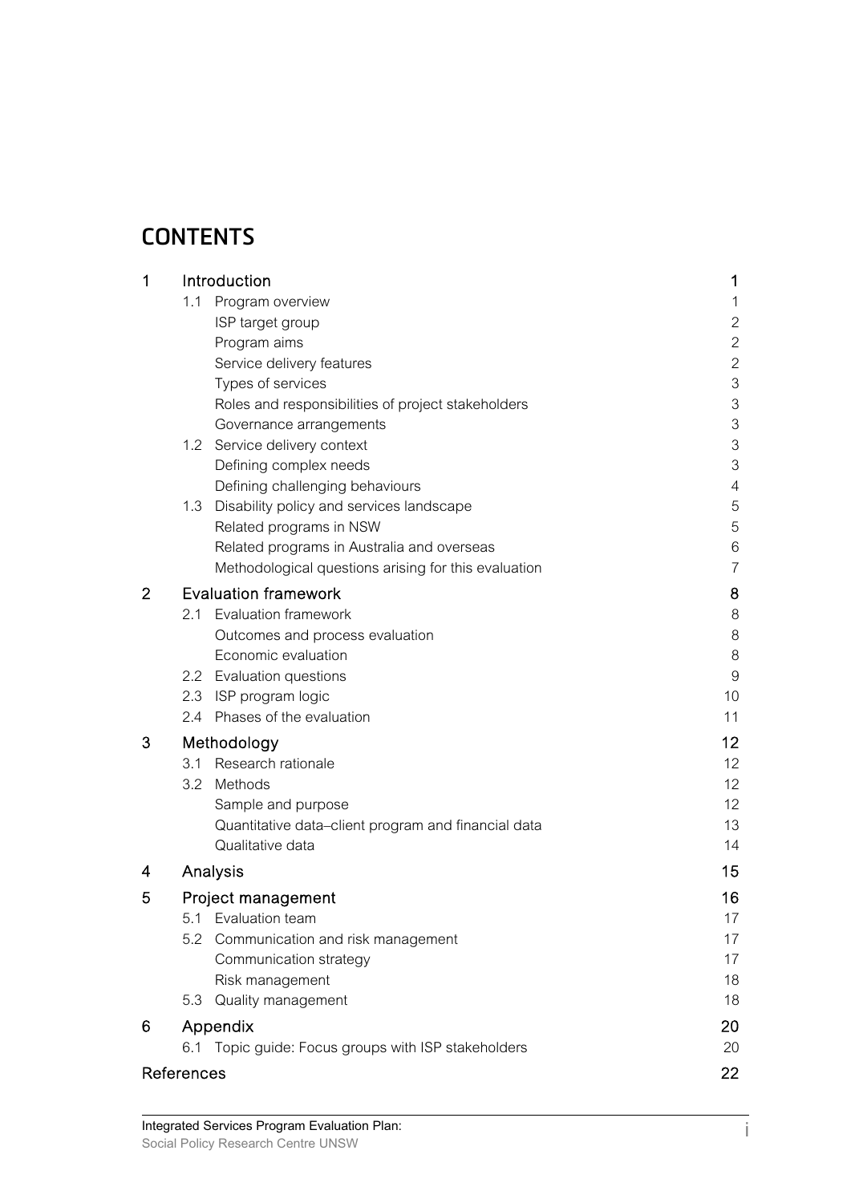# CONTENTS

| | | | |
|---|---|---|---|
| 1 | Introduction | | 1 |
| | 1.1 | Program overview | 1 |
| | | ISP target group | 2 |
| | | Program aims | 2 |
| | | Service delivery features | 2 |
| | | Types of services | 3 |
| | | Roles and responsibilities of project stakeholders | 3 |
| | | Governance arrangements | 3 |
| | 1.2 | Service delivery context | 3 |
| | | Defining complex needs | 3 |
| | | Defining challenging behaviours | 4 |
| | 1.3 | Disability policy and services landscape | 5 |
| | | Related programs in NSW | 5 |
| | | Related programs in Australia and overseas | 6 |
| | | Methodological questions arising for this evaluation | 7 |
| 2 | Evaluation framework | | 8 |
| | 2.1 | Evaluation framework | 8 |
| | | Outcomes and process evaluation | 8 |
| | | Economic evaluation | 8 |
| | 2.2 | Evaluation questions | 9 |
| | 2.3 | ISP program logic | 10 |
| | 2.4 | Phases of the evaluation | 11 |
| 3 | Methodology | | 12 |
| | 3.1 | Research rationale | 12 |
| | 3.2 | Methods | 12 |
| | | Sample and purpose | 12 |
| | | Quantitative data–client program and financial data | 13 |
| | | Qualitative data | 14 |
| 4 | Analysis | | 15 |
| 5 | Project management | | 16 |
| | 5.1 | Evaluation team | 17 |
| | 5.2 | Communication and risk management | 17 |
| | | Communication strategy | 17 |
| | | Risk management | 18 |
| | 5.3 | Quality management | 18 |
| 6 | Appendix | | 20 |
| | 6.1 | Topic guide: Focus groups with ISP stakeholders | 20 |
| References | | | 22 |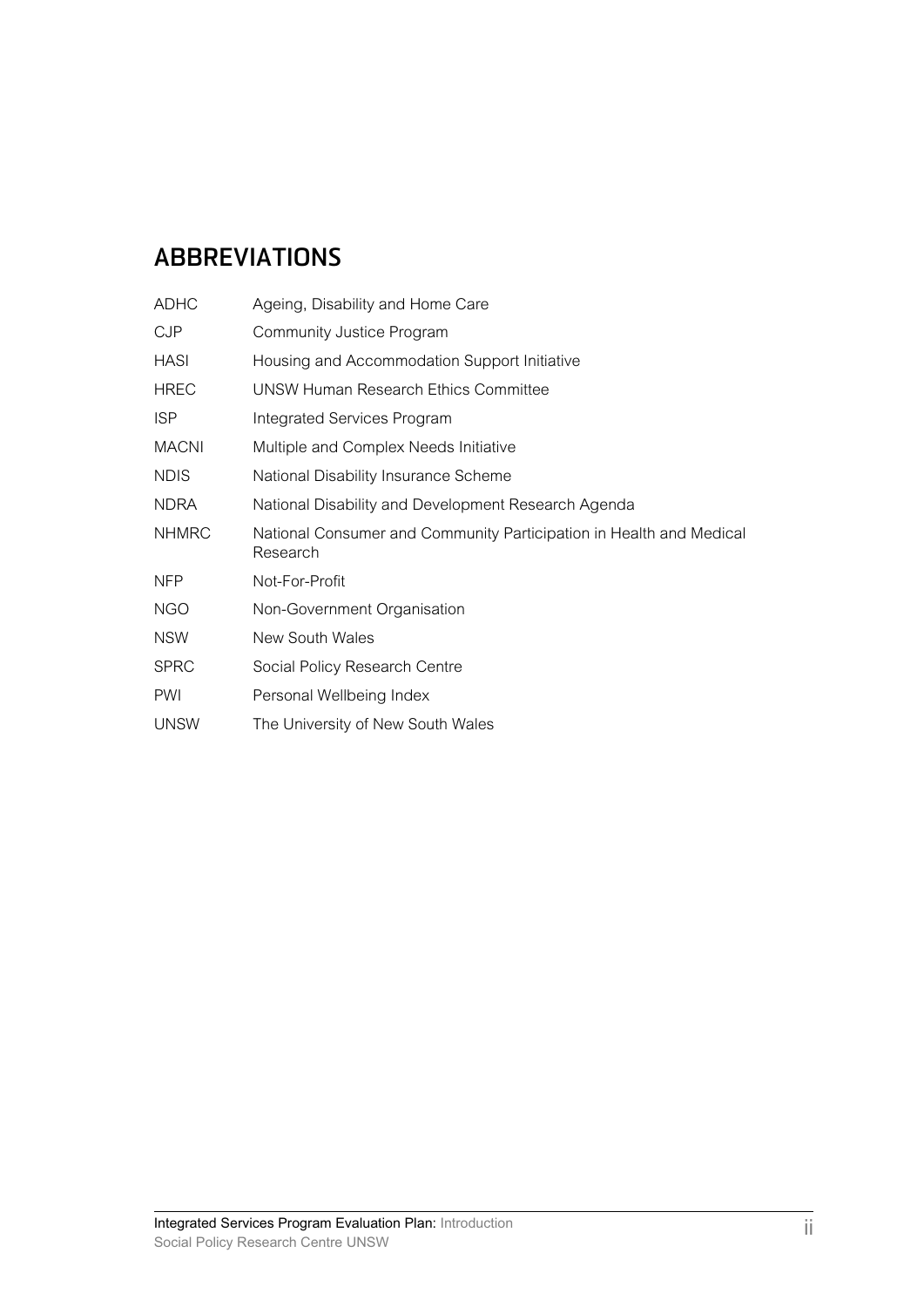## ABBREVIATIONS

| | |
|---|---|
| ADHC | Ageing, Disability and Home Care |
| CJP | Community Justice Program |
| HASI | Housing and Accommodation Support Initiative |
| HREC | UNSW Human Research Ethics Committee |
| ISP | Integrated Services Program |
| MACNI | Multiple and Complex Needs Initiative |
| NDIS | National Disability Insurance Scheme |
| NDRA | National Disability and Development Research Agenda |
| NHMRC | National Consumer and Community Participation in Health and Medical Research |
| NFP | Not-For-Profit |
| NGO | Non-Government Organisation |
| NSW | New South Wales |
| SPRC | Social Policy Research Centre |
| PWI | Personal Wellbeing Index |
| UNSW | The University of New South Wales |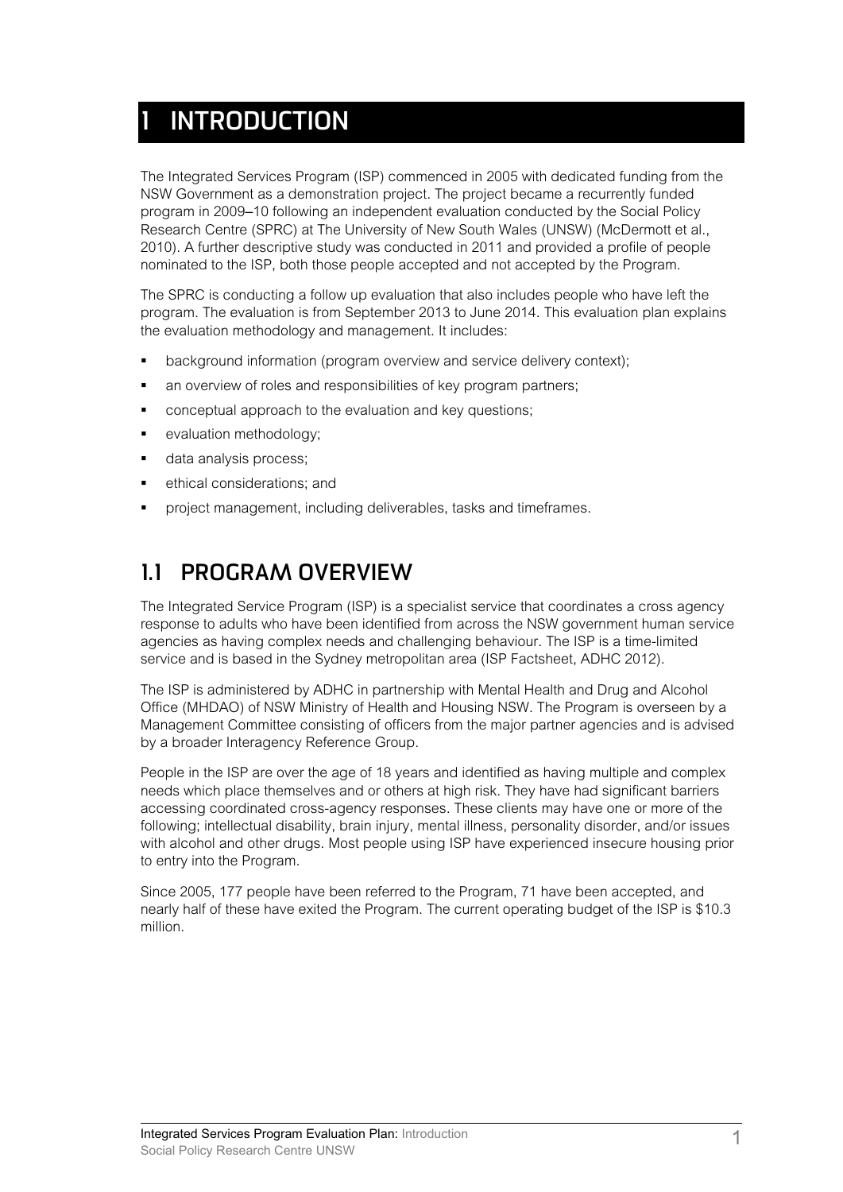# 1 INTRODUCTION

The Integrated Services Program (ISP) commenced in 2005 with dedicated funding from the NSW Government as a demonstration project. The project became a recurrently funded program in 2009–10 following an independent evaluation conducted by the Social Policy Research Centre (SPRC) at The University of New South Wales (UNSW) (McDermott et al., 2010). A further descriptive study was conducted in 2011 and provided a profile of people nominated to the ISP, both those people accepted and not accepted by the Program.

The SPRC is conducting a follow up evaluation that also includes people who have left the program. The evaluation is from September 2013 to June 2014. This evaluation plan explains the evaluation methodology and management. It includes:

- background information (program overview and service delivery context);
- an overview of roles and responsibilities of key program partners;
- conceptual approach to the evaluation and key questions;
- evaluation methodology;
- data analysis process;
- ethical considerations; and
- project management, including deliverables, tasks and timeframes.

## 1.1 PROGRAM OVERVIEW

The Integrated Service Program (ISP) is a specialist service that coordinates a cross agency response to adults who have been identified from across the NSW government human service agencies as having complex needs and challenging behaviour. The ISP is a time-limited service and is based in the Sydney metropolitan area (ISP Factsheet, ADHC 2012).

The ISP is administered by ADHC in partnership with Mental Health and Drug and Alcohol Office (MHDAO) of NSW Ministry of Health and Housing NSW. The Program is overseen by a Management Committee consisting of officers from the major partner agencies and is advised by a broader Interagency Reference Group.

People in the ISP are over the age of 18 years and identified as having multiple and complex needs which place themselves and or others at high risk. They have had significant barriers accessing coordinated cross-agency responses. These clients may have one or more of the following; intellectual disability, brain injury, mental illness, personality disorder, and/or issues with alcohol and other drugs. Most people using ISP have experienced insecure housing prior to entry into the Program.

Since 2005, 177 people have been referred to the Program, 71 have been accepted, and nearly half of these have exited the Program. The current operating budget of the ISP is $10.3 million.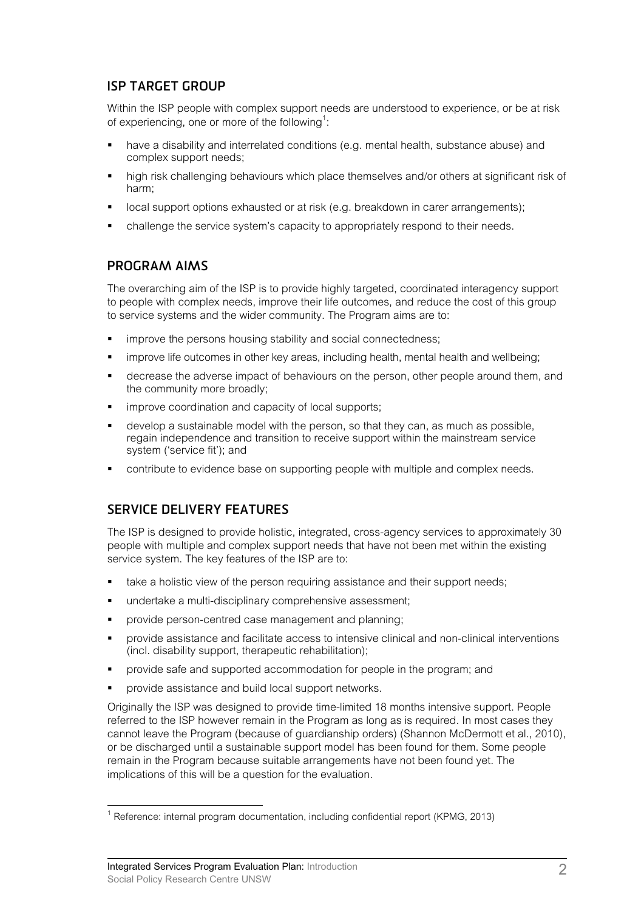## ISP TARGET GROUP

Within the ISP people with complex support needs are understood to experience, or be at risk of experiencing, one or more of the following[1]:

- have a disability and interrelated conditions (e.g. mental health, substance abuse) and complex support needs;
- high risk challenging behaviours which place themselves and/or others at significant risk of harm;
- local support options exhausted or at risk (e.g. breakdown in carer arrangements);
- challenge the service system's capacity to appropriately respond to their needs.

## PROGRAM AIMS

The overarching aim of the ISP is to provide highly targeted, coordinated interagency support to people with complex needs, improve their life outcomes, and reduce the cost of this group to service systems and the wider community. The Program aims are to:

- improve the persons housing stability and social connectedness;
- improve life outcomes in other key areas, including health, mental health and wellbeing;
- decrease the adverse impact of behaviours on the person, other people around them, and the community more broadly;
- improve coordination and capacity of local supports;
- develop a sustainable model with the person, so that they can, as much as possible, regain independence and transition to receive support within the mainstream service system ('service fit'); and
- contribute to evidence base on supporting people with multiple and complex needs.

## SERVICE DELIVERY FEATURES

The ISP is designed to provide holistic, integrated, cross-agency services to approximately 30 people with multiple and complex support needs that have not been met within the existing service system. The key features of the ISP are to:

- take a holistic view of the person requiring assistance and their support needs;
- undertake a multi-disciplinary comprehensive assessment;
- provide person-centred case management and planning;
- provide assistance and facilitate access to intensive clinical and non-clinical interventions (incl. disability support, therapeutic rehabilitation);
- provide safe and supported accommodation for people in the program; and
- provide assistance and build local support networks.

Originally the ISP was designed to provide time-limited 18 months intensive support. People referred to the ISP however remain in the Program as long as is required. In most cases they cannot leave the Program (because of guardianship orders) (Shannon McDermott et al., 2010), or be discharged until a sustainable support model has been found for them. Some people remain in the Program because suitable arrangements have not been found yet. The implications of this will be a question for the evaluation.

[1] Reference: internal program documentation, including confidential report (KPMG, 2013)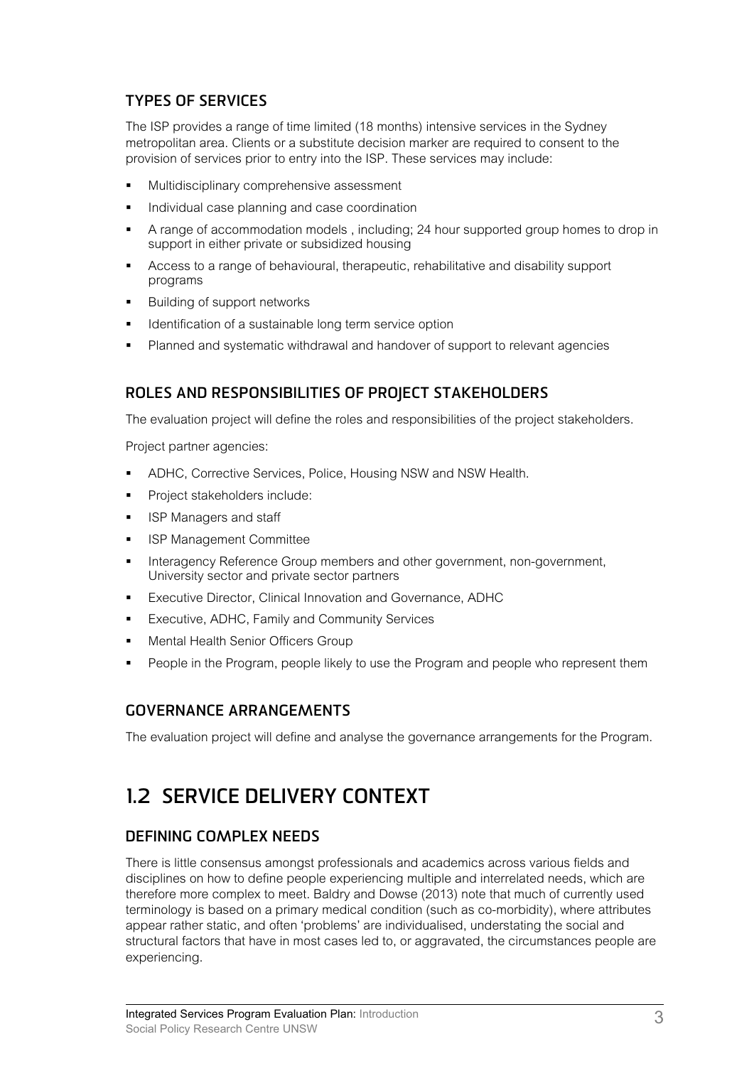### TYPES OF SERVICES

The ISP provides a range of time limited (18 months) intensive services in the Sydney metropolitan area. Clients or a substitute decision marker are required to consent to the provision of services prior to entry into the ISP. These services may include:

- Multidisciplinary comprehensive assessment
- Individual case planning and case coordination
- A range of accommodation models , including; 24 hour supported group homes to drop in support in either private or subsidized housing
- Access to a range of behavioural, therapeutic, rehabilitative and disability support programs
- Building of support networks
- Identification of a sustainable long term service option
- Planned and systematic withdrawal and handover of support to relevant agencies

### ROLES AND RESPONSIBILITIES OF PROJECT STAKEHOLDERS

The evaluation project will define the roles and responsibilities of the project stakeholders.

Project partner agencies:

- ADHC, Corrective Services, Police, Housing NSW and NSW Health.
- Project stakeholders include:
- ISP Managers and staff
- ISP Management Committee
- Interagency Reference Group members and other government, non-government, University sector and private sector partners
- Executive Director, Clinical Innovation and Governance, ADHC
- Executive, ADHC, Family and Community Services
- Mental Health Senior Officers Group
- People in the Program, people likely to use the Program and people who represent them

### GOVERNANCE ARRANGEMENTS

The evaluation project will define and analyse the governance arrangements for the Program.

## 1.2 SERVICE DELIVERY CONTEXT

### DEFINING COMPLEX NEEDS

There is little consensus amongst professionals and academics across various fields and disciplines on how to define people experiencing multiple and interrelated needs, which are therefore more complex to meet. Baldry and Dowse (2013) note that much of currently used terminology is based on a primary medical condition (such as co-morbidity), where attributes appear rather static, and often 'problems' are individualised, understating the social and structural factors that have in most cases led to, or aggravated, the circumstances people are experiencing.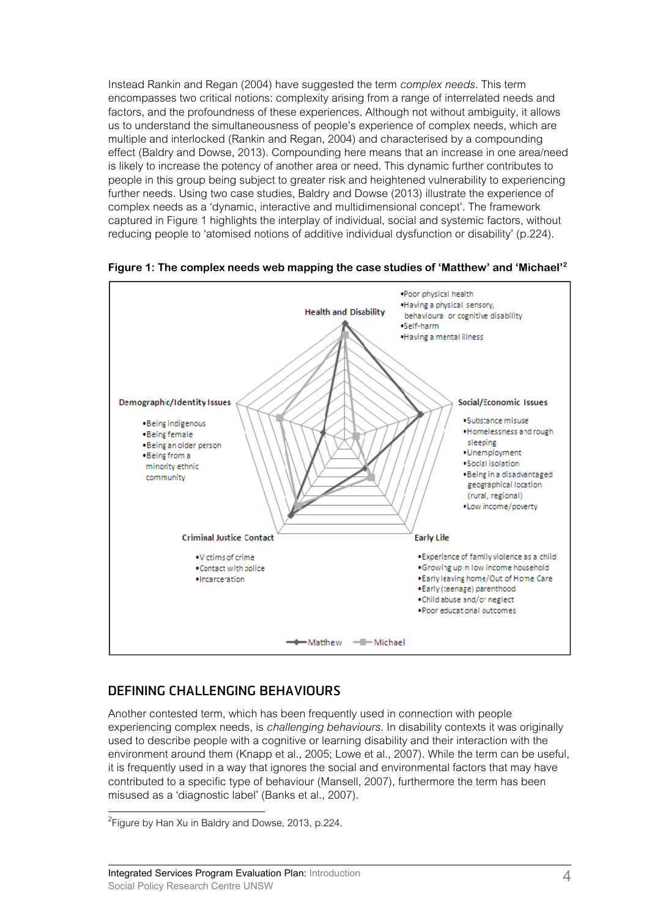Instead Rankin and Regan (2004) have suggested the term *complex needs*. This term encompasses two critical notions: complexity arising from a range of interrelated needs and factors, and the profoundness of these experiences. Although not without ambiguity, it allows us to understand the simultaneousness of people's experience of complex needs, which are multiple and interlocked (Rankin and Regan, 2004) and characterised by a compounding effect (Baldry and Dowse, 2013). Compounding here means that an increase in one area/need is likely to increase the potency of another area or need. This dynamic further contributes to people in this group being subject to greater risk and heightened vulnerability to experiencing further needs. Using two case studies, Baldry and Dowse (2013) illustrate the experience of complex needs as a 'dynamic, interactive and multidimensional concept'. The framework captured in Figure 1 highlights the interplay of individual, social and systemic factors, without reducing people to 'atomised notions of additive individual dysfunction or disability' (p.224).

**Figure 1: The complex needs web mapping the case studies of 'Matthew' and 'Michael'[2]**

**Health and Disability**
- Poor physical health
- Having a physical, sensory, behavioural or cognitive disability
- Self-harm
- Having a mental illness

**Social/Economic Issues**
- Substance misuse
- Homelessness and rough sleeping
- Unemployment
- Social isolation
- Being in a disadvantaged geographical location (rural, regional)
- Low income/poverty

**Early Life**
- Experience of family violence as a child
- Growing up in low income household
- Early leaving home/Out of Home Care
- Early (teenage) parenthood
- Child abuse and/or neglect
- Poor educational outcomes

**Criminal Justice Contact**
- Victims of crime
- Contact with police
- Incarceration

**Demographic/Identity Issues**
- Being indigenous
- Being female
- Being an older person
- Being from a minority ethnic community

Matthew — Michael

## DEFINING CHALLENGING BEHAVIOURS

Another contested term, which has been frequently used in connection with people experiencing complex needs, is *challenging behaviours*. In disability contexts it was originally used to describe people with a cognitive or learning disability and their interaction with the environment around them (Knapp et al., 2005; Lowe et al., 2007). While the term can be useful, it is frequently used in a way that ignores the social and environmental factors that may have contributed to a specific type of behaviour (Mansell, 2007), furthermore the term has been misused as a 'diagnostic label' (Banks et al., 2007).

[2] Figure by Han Xu in Baldry and Dowse, 2013, p.224.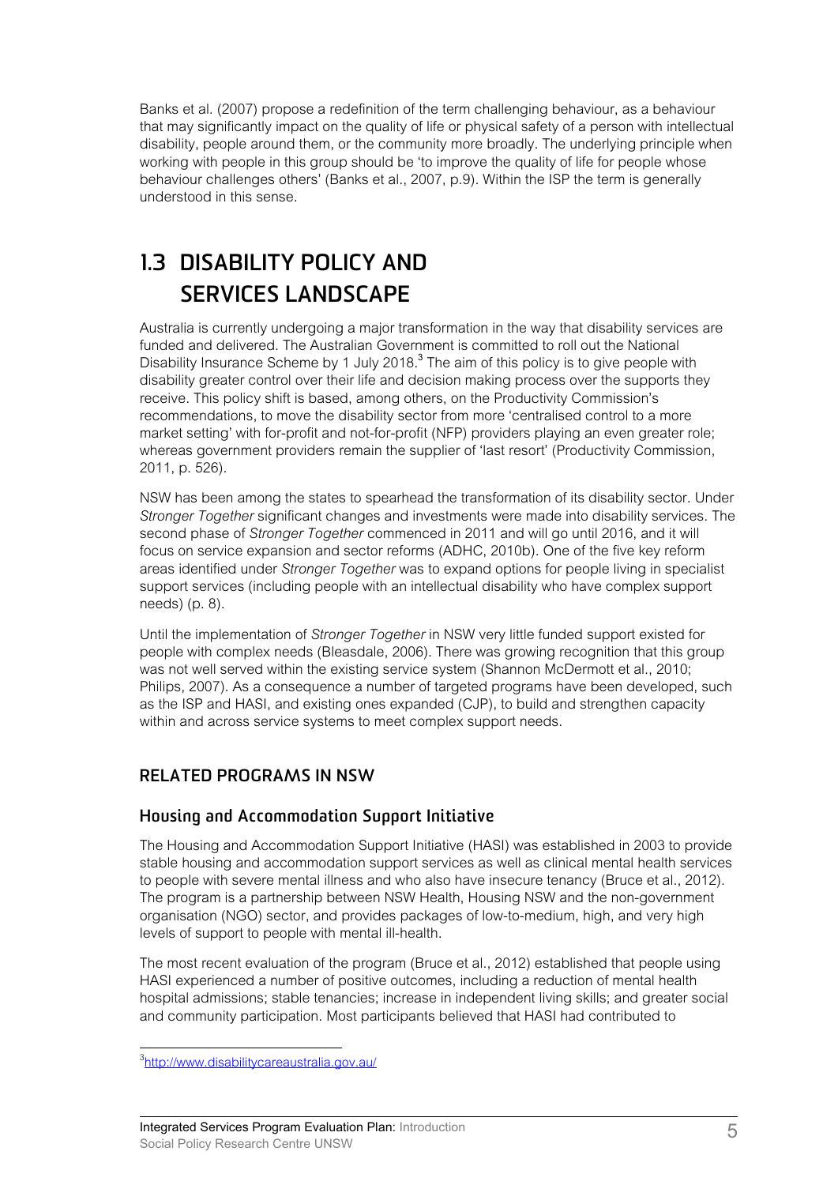Banks et al. (2007) propose a redefinition of the term challenging behaviour, as a behaviour that may significantly impact on the quality of life or physical safety of a person with intellectual disability, people around them, or the community more broadly. The underlying principle when working with people in this group should be 'to improve the quality of life for people whose behaviour challenges others' (Banks et al., 2007, p.9). Within the ISP the term is generally understood in this sense.

## 1.3 DISABILITY POLICY AND SERVICES LANDSCAPE

Australia is currently undergoing a major transformation in the way that disability services are funded and delivered. The Australian Government is committed to roll out the National Disability Insurance Scheme by 1 July 2018.[3] The aim of this policy is to give people with disability greater control over their life and decision making process over the supports they receive. This policy shift is based, among others, on the Productivity Commission's recommendations, to move the disability sector from more 'centralised control to a more market setting' with for-profit and not-for-profit (NFP) providers playing an even greater role; whereas government providers remain the supplier of 'last resort' (Productivity Commission, 2011, p. 526).

NSW has been among the states to spearhead the transformation of its disability sector. Under *Stronger Together* significant changes and investments were made into disability services. The second phase of *Stronger Together* commenced in 2011 and will go until 2016, and it will focus on service expansion and sector reforms (ADHC, 2010b). One of the five key reform areas identified under *Stronger Together* was to expand options for people living in specialist support services (including people with an intellectual disability who have complex support needs) (p. 8).

Until the implementation of *Stronger Together* in NSW very little funded support existed for people with complex needs (Bleasdale, 2006). There was growing recognition that this group was not well served within the existing service system (Shannon McDermott et al., 2010; Philips, 2007). As a consequence a number of targeted programs have been developed, such as the ISP and HASI, and existing ones expanded (CJP), to build and strengthen capacity within and across service systems to meet complex support needs.

### RELATED PROGRAMS IN NSW

#### Housing and Accommodation Support Initiative

The Housing and Accommodation Support Initiative (HASI) was established in 2003 to provide stable housing and accommodation support services as well as clinical mental health services to people with severe mental illness and who also have insecure tenancy (Bruce et al., 2012). The program is a partnership between NSW Health, Housing NSW and the non-government organisation (NGO) sector, and provides packages of low-to-medium, high, and very high levels of support to people with mental ill-health.

The most recent evaluation of the program (Bruce et al., 2012) established that people using HASI experienced a number of positive outcomes, including a reduction of mental health hospital admissions; stable tenancies; increase in independent living skills; and greater social and community participation. Most participants believed that HASI had contributed to

---

[3] http://www.disabilitycareaustralia.gov.au/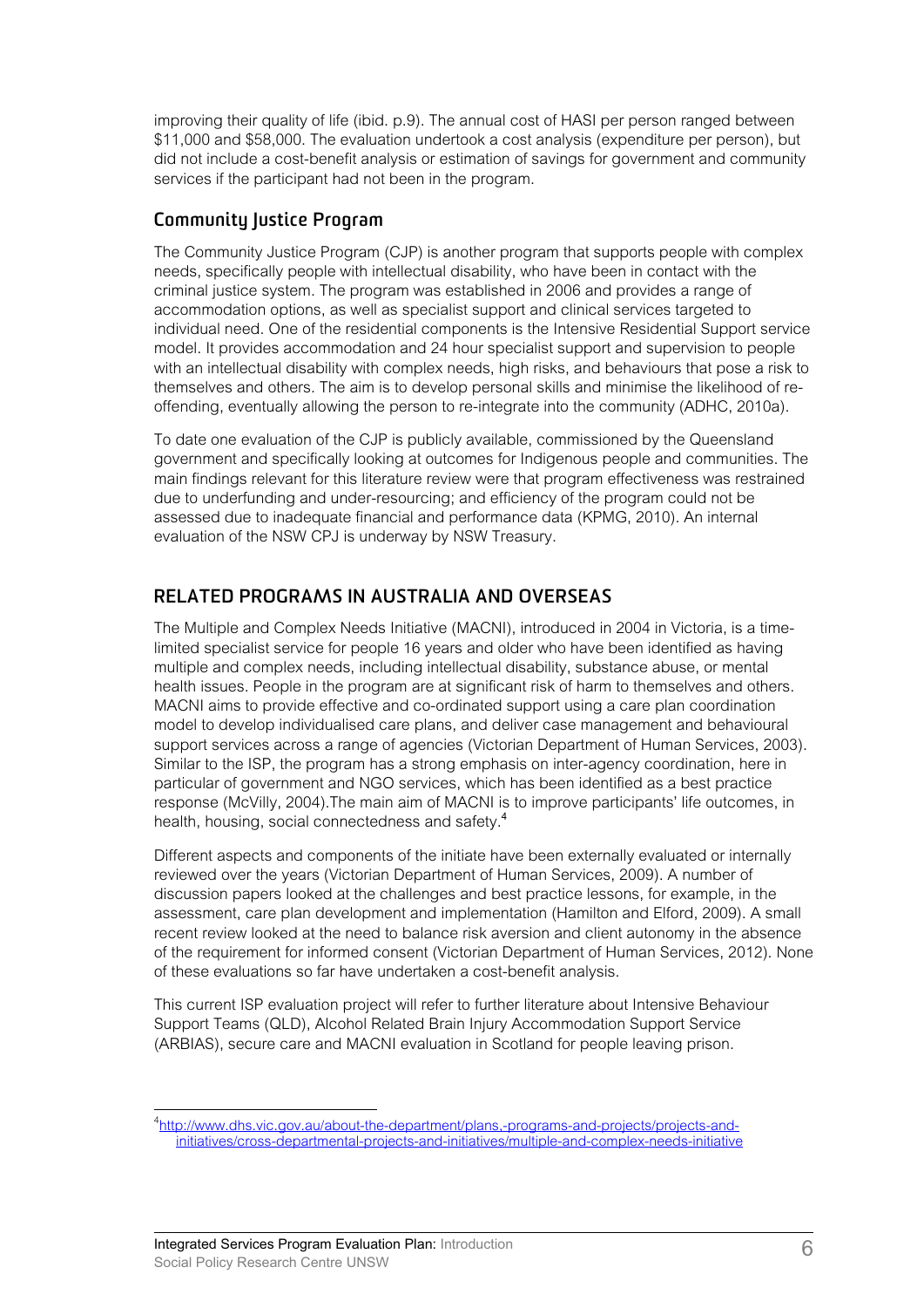improving their quality of life (ibid. p.9). The annual cost of HASI per person ranged between $11,000 and $58,000. The evaluation undertook a cost analysis (expenditure per person), but did not include a cost-benefit analysis or estimation of savings for government and community services if the participant had not been in the program.

### Community Justice Program

The Community Justice Program (CJP) is another program that supports people with complex needs, specifically people with intellectual disability, who have been in contact with the criminal justice system. The program was established in 2006 and provides a range of accommodation options, as well as specialist support and clinical services targeted to individual need. One of the residential components is the Intensive Residential Support service model. It provides accommodation and 24 hour specialist support and supervision to people with an intellectual disability with complex needs, high risks, and behaviours that pose a risk to themselves and others. The aim is to develop personal skills and minimise the likelihood of re-offending, eventually allowing the person to re-integrate into the community (ADHC, 2010a).

To date one evaluation of the CJP is publicly available, commissioned by the Queensland government and specifically looking at outcomes for Indigenous people and communities. The main findings relevant for this literature review were that program effectiveness was restrained due to underfunding and under-resourcing; and efficiency of the program could not be assessed due to inadequate financial and performance data (KPMG, 2010). An internal evaluation of the NSW CPJ is underway by NSW Treasury.

## RELATED PROGRAMS IN AUSTRALIA AND OVERSEAS

The Multiple and Complex Needs Initiative (MACNI), introduced in 2004 in Victoria, is a time-limited specialist service for people 16 years and older who have been identified as having multiple and complex needs, including intellectual disability, substance abuse, or mental health issues. People in the program are at significant risk of harm to themselves and others. MACNI aims to provide effective and co-ordinated support using a care plan coordination model to develop individualised care plans, and deliver case management and behavioural support services across a range of agencies (Victorian Department of Human Services, 2003). Similar to the ISP, the program has a strong emphasis on inter-agency coordination, here in particular of government and NGO services, which has been identified as a best practice response (McVilly, 2004).The main aim of MACNI is to improve participants' life outcomes, in health, housing, social connectedness and safety.[4]

Different aspects and components of the initiate have been externally evaluated or internally reviewed over the years (Victorian Department of Human Services, 2009). A number of discussion papers looked at the challenges and best practice lessons, for example, in the assessment, care plan development and implementation (Hamilton and Elford, 2009). A small recent review looked at the need to balance risk aversion and client autonomy in the absence of the requirement for informed consent (Victorian Department of Human Services, 2012). None of these evaluations so far have undertaken a cost-benefit analysis.

This current ISP evaluation project will refer to further literature about Intensive Behaviour Support Teams (QLD), Alcohol Related Brain Injury Accommodation Support Service (ARBIAS), secure care and MACNI evaluation in Scotland for people leaving prison.

---

[4] http://www.dhs.vic.gov.au/about-the-department/plans,-programs-and-projects/projects-and-initiatives/cross-departmental-projects-and-initiatives/multiple-and-complex-needs-initiative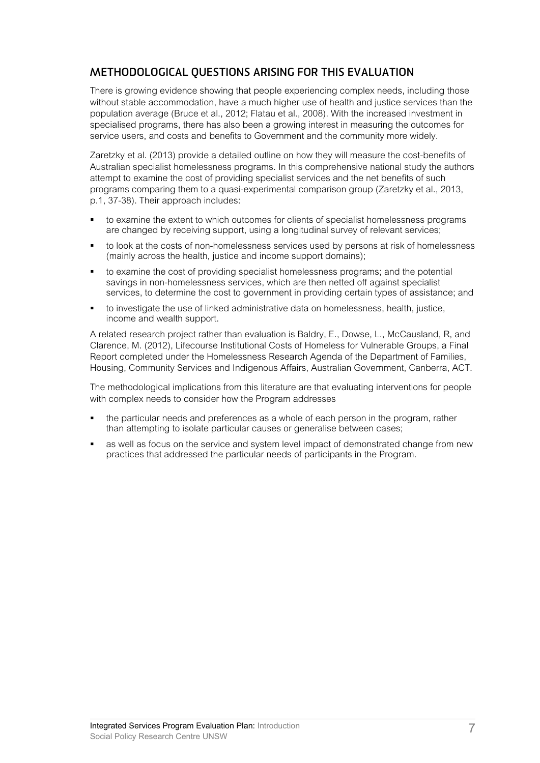## METHODOLOGICAL QUESTIONS ARISING FOR THIS EVALUATION

There is growing evidence showing that people experiencing complex needs, including those without stable accommodation, have a much higher use of health and justice services than the population average (Bruce et al., 2012; Flatau et al., 2008). With the increased investment in specialised programs, there has also been a growing interest in measuring the outcomes for service users, and costs and benefits to Government and the community more widely.

Zaretzky et al. (2013) provide a detailed outline on how they will measure the cost-benefits of Australian specialist homelessness programs. In this comprehensive national study the authors attempt to examine the cost of providing specialist services and the net benefits of such programs comparing them to a quasi-experimental comparison group (Zaretzky et al., 2013, p.1, 37-38). Their approach includes:

- to examine the extent to which outcomes for clients of specialist homelessness programs are changed by receiving support, using a longitudinal survey of relevant services;
- to look at the costs of non-homelessness services used by persons at risk of homelessness (mainly across the health, justice and income support domains);
- to examine the cost of providing specialist homelessness programs; and the potential savings in non-homelessness services, which are then netted off against specialist services, to determine the cost to government in providing certain types of assistance; and
- to investigate the use of linked administrative data on homelessness, health, justice, income and wealth support.

A related research project rather than evaluation is Baldry, E., Dowse, L., McCausland, R, and Clarence, M. (2012), Lifecourse Institutional Costs of Homeless for Vulnerable Groups, a Final Report completed under the Homelessness Research Agenda of the Department of Families, Housing, Community Services and Indigenous Affairs, Australian Government, Canberra, ACT.

The methodological implications from this literature are that evaluating interventions for people with complex needs to consider how the Program addresses

- the particular needs and preferences as a whole of each person in the program, rather than attempting to isolate particular causes or generalise between cases;
- as well as focus on the service and system level impact of demonstrated change from new practices that addressed the particular needs of participants in the Program.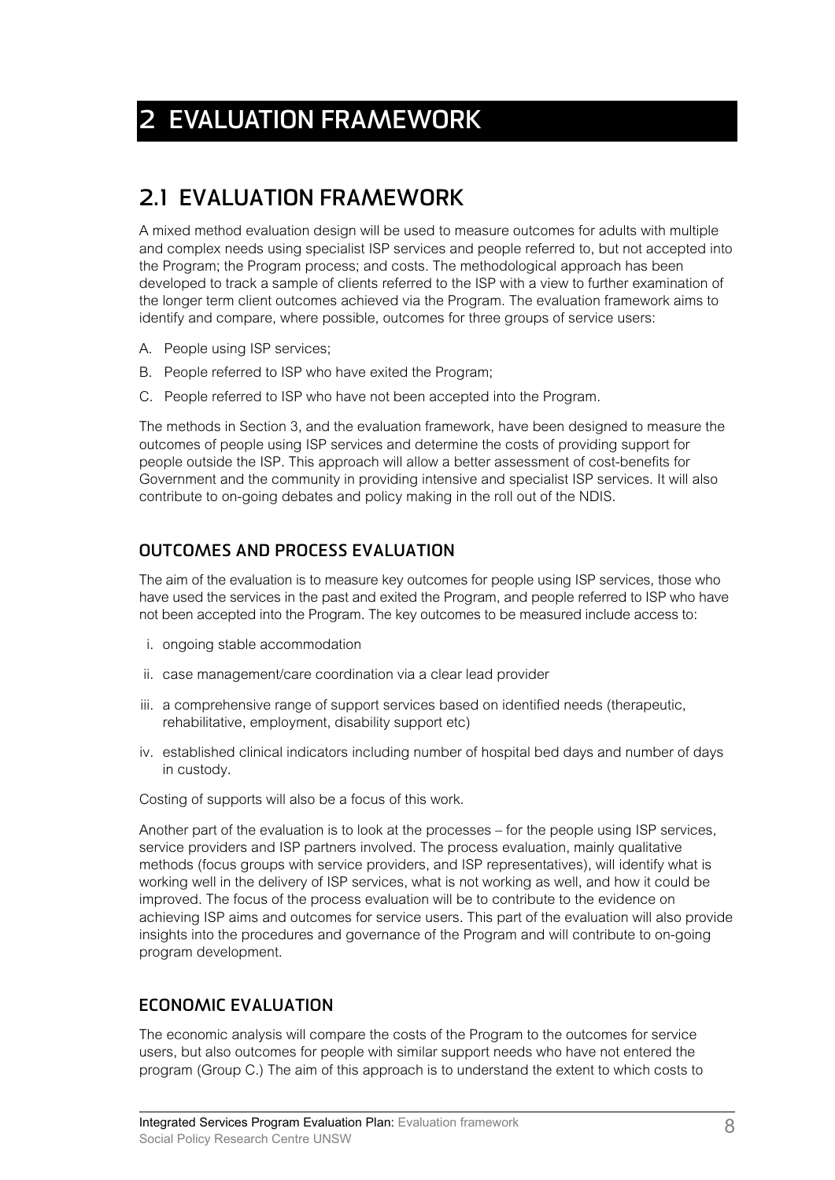# 2 EVALUATION FRAMEWORK

## 2.1 EVALUATION FRAMEWORK

A mixed method evaluation design will be used to measure outcomes for adults with multiple and complex needs using specialist ISP services and people referred to, but not accepted into the Program; the Program process; and costs. The methodological approach has been developed to track a sample of clients referred to the ISP with a view to further examination of the longer term client outcomes achieved via the Program. The evaluation framework aims to identify and compare, where possible, outcomes for three groups of service users:

A. People using ISP services;
B. People referred to ISP who have exited the Program;
C. People referred to ISP who have not been accepted into the Program.

The methods in Section 3, and the evaluation framework, have been designed to measure the outcomes of people using ISP services and determine the costs of providing support for people outside the ISP. This approach will allow a better assessment of cost-benefits for Government and the community in providing intensive and specialist ISP services. It will also contribute to on-going debates and policy making in the roll out of the NDIS.

### OUTCOMES AND PROCESS EVALUATION

The aim of the evaluation is to measure key outcomes for people using ISP services, those who have used the services in the past and exited the Program, and people referred to ISP who have not been accepted into the Program. The key outcomes to be measured include access to:

i. ongoing stable accommodation
ii. case management/care coordination via a clear lead provider
iii. a comprehensive range of support services based on identified needs (therapeutic, rehabilitative, employment, disability support etc)
iv. established clinical indicators including number of hospital bed days and number of days in custody.

Costing of supports will also be a focus of this work.

Another part of the evaluation is to look at the processes – for the people using ISP services, service providers and ISP partners involved. The process evaluation, mainly qualitative methods (focus groups with service providers, and ISP representatives), will identify what is working well in the delivery of ISP services, what is not working as well, and how it could be improved. The focus of the process evaluation will be to contribute to the evidence on achieving ISP aims and outcomes for service users. This part of the evaluation will also provide insights into the procedures and governance of the Program and will contribute to on-going program development.

### ECONOMIC EVALUATION

The economic analysis will compare the costs of the Program to the outcomes for service users, but also outcomes for people with similar support needs who have not entered the program (Group C.) The aim of this approach is to understand the extent to which costs to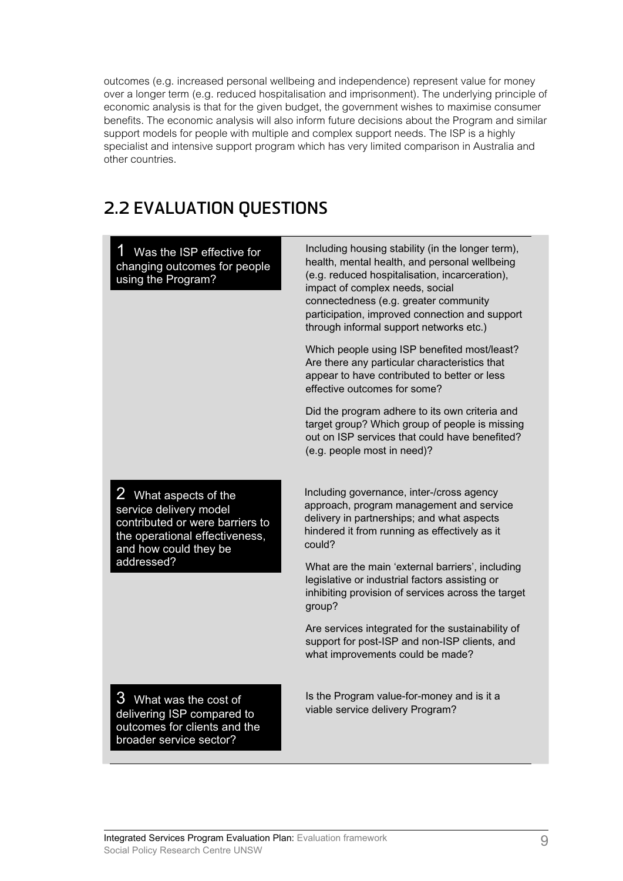outcomes (e.g. increased personal wellbeing and independence) represent value for money over a longer term (e.g. reduced hospitalisation and imprisonment). The underlying principle of economic analysis is that for the given budget, the government wishes to maximise consumer benefits. The economic analysis will also inform future decisions about the Program and similar support models for people with multiple and complex support needs. The ISP is a highly specialist and intensive support program which has very limited comparison in Australia and other countries.

## 2.2 EVALUATION QUESTIONS

| Question | Details |
| --- | --- |
| **1** Was the ISP effective for changing outcomes for people using the Program? | Including housing stability (in the longer term), health, mental health, and personal wellbeing (e.g. reduced hospitalisation, incarceration), impact of complex needs, social connectedness (e.g. greater community participation, improved connection and support through informal support networks etc.)<br><br>Which people using ISP benefited most/least? Are there any particular characteristics that appear to have contributed to better or less effective outcomes for some?<br><br>Did the program adhere to its own criteria and target group? Which group of people is missing out on ISP services that could have benefited? (e.g. people most in need)? |
| **2** What aspects of the service delivery model contributed or were barriers to the operational effectiveness, and how could they be addressed? | Including governance, inter-/cross agency approach, program management and service delivery in partnerships; and what aspects hindered it from running as effectively as it could?<br><br>What are the main 'external barriers', including legislative or industrial factors assisting or inhibiting provision of services across the target group?<br><br>Are services integrated for the sustainability of support for post-ISP and non-ISP clients, and what improvements could be made? |
| **3** What was the cost of delivering ISP compared to outcomes for clients and the broader service sector? | Is the Program value-for-money and is it a viable service delivery Program? |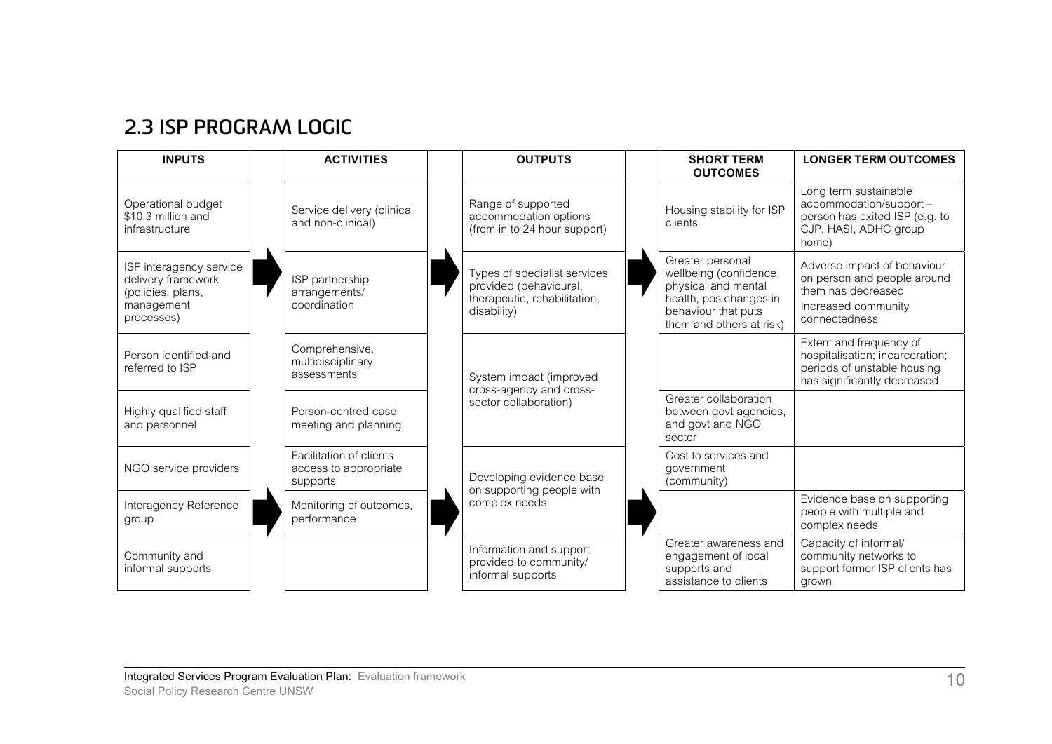## 2.3 ISP PROGRAM LOGIC

| INPUTS | ACTIVITIES | OUTPUTS | SHORT TERM OUTCOMES | LONGER TERM OUTCOMES |
|---|---|---|---|---|
| Operational budget $10.3 million and infrastructure | Service delivery (clinical and non-clinical) | Range of supported accommodation options (from in to 24 hour support) | Housing stability for ISP clients | Long term sustainable accommodation/support – person has exited ISP (e.g. to CJP, HASI, ADHC group home) |
| ISP interagency service delivery framework (policies, plans, management processes) | ISP partnership arrangements/ coordination | Types of specialist services provided (behavioural, therapeutic, rehabilitation, disability) | Greater personal wellbeing (confidence, physical and mental health, pos changes in behaviour that puts them and others at risk) | Adverse impact of behaviour on person and people around them has decreased<br>Increased community connectedness |
| Person identified and referred to ISP | Comprehensive, multidisciplinary assessments | System impact (improved cross-agency and cross-sector collaboration) | | Extent and frequency of hospitalisation; incarceration; periods of unstable housing has significantly decreased |
| Highly qualified staff and personnel | Person-centred case meeting and planning | | Greater collaboration between govt agencies, and govt and NGO sector | |
| NGO service providers | Facilitation of clients access to appropriate supports | Developing evidence base on supporting people with complex needs | Cost to services and government (community) | |
| Interagency Reference group | Monitoring of outcomes, performance | | | Evidence base on supporting people with multiple and complex needs |
| Community and informal supports | | Information and support provided to community/ informal supports | Greater awareness and engagement of local supports and assistance to clients | Capacity of informal/ community networks to support former ISP clients has grown |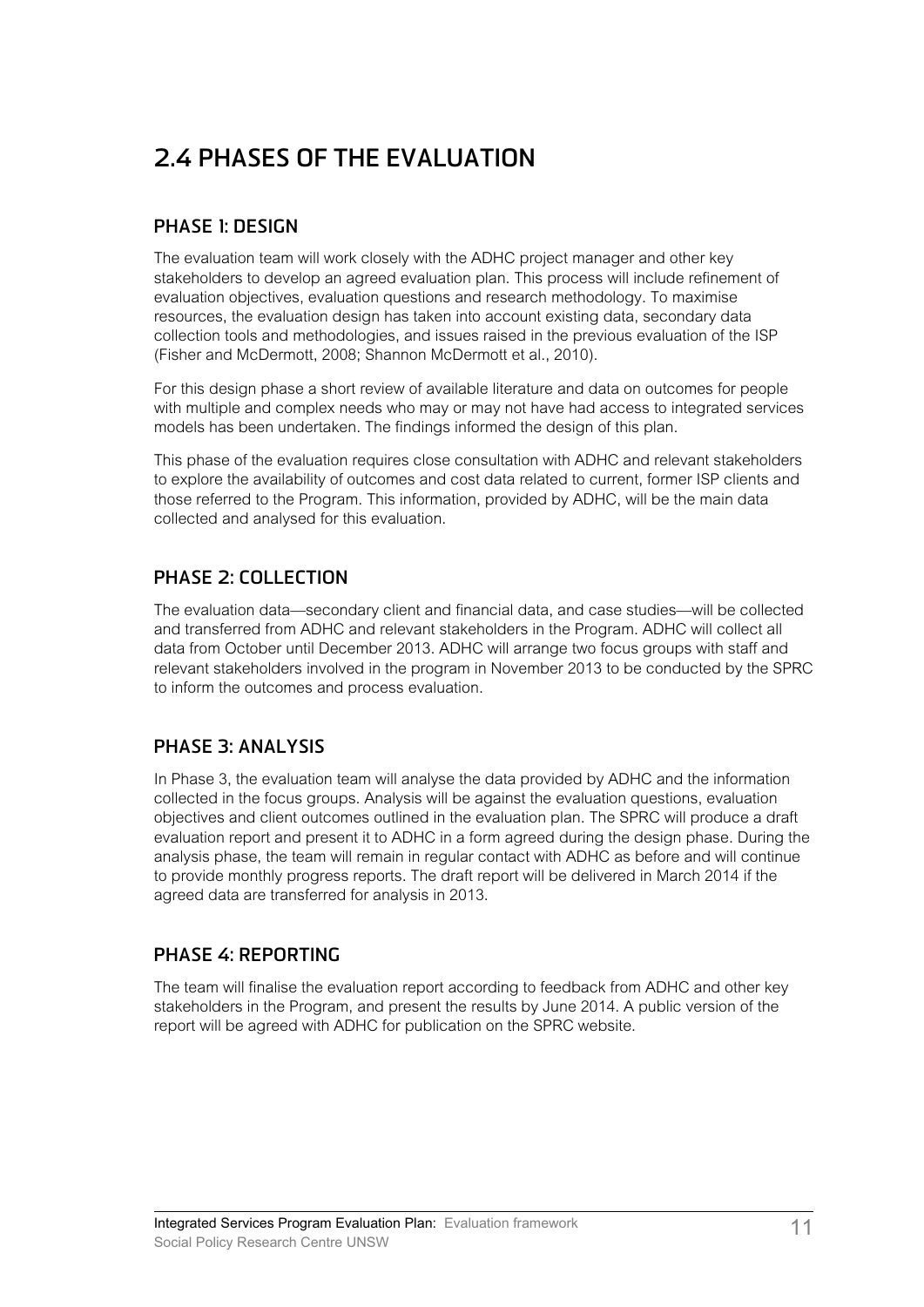## 2.4 PHASES OF THE EVALUATION

### PHASE 1: DESIGN

The evaluation team will work closely with the ADHC project manager and other key stakeholders to develop an agreed evaluation plan. This process will include refinement of evaluation objectives, evaluation questions and research methodology. To maximise resources, the evaluation design has taken into account existing data, secondary data collection tools and methodologies, and issues raised in the previous evaluation of the ISP (Fisher and McDermott, 2008; Shannon McDermott et al., 2010).

For this design phase a short review of available literature and data on outcomes for people with multiple and complex needs who may or may not have had access to integrated services models has been undertaken. The findings informed the design of this plan.

This phase of the evaluation requires close consultation with ADHC and relevant stakeholders to explore the availability of outcomes and cost data related to current, former ISP clients and those referred to the Program. This information, provided by ADHC, will be the main data collected and analysed for this evaluation.

### PHASE 2: COLLECTION

The evaluation data—secondary client and financial data, and case studies—will be collected and transferred from ADHC and relevant stakeholders in the Program. ADHC will collect all data from October until December 2013. ADHC will arrange two focus groups with staff and relevant stakeholders involved in the program in November 2013 to be conducted by the SPRC to inform the outcomes and process evaluation.

### PHASE 3: ANALYSIS

In Phase 3, the evaluation team will analyse the data provided by ADHC and the information collected in the focus groups. Analysis will be against the evaluation questions, evaluation objectives and client outcomes outlined in the evaluation plan. The SPRC will produce a draft evaluation report and present it to ADHC in a form agreed during the design phase. During the analysis phase, the team will remain in regular contact with ADHC as before and will continue to provide monthly progress reports. The draft report will be delivered in March 2014 if the agreed data are transferred for analysis in 2013.

### PHASE 4: REPORTING

The team will finalise the evaluation report according to feedback from ADHC and other key stakeholders in the Program, and present the results by June 2014. A public version of the report will be agreed with ADHC for publication on the SPRC website.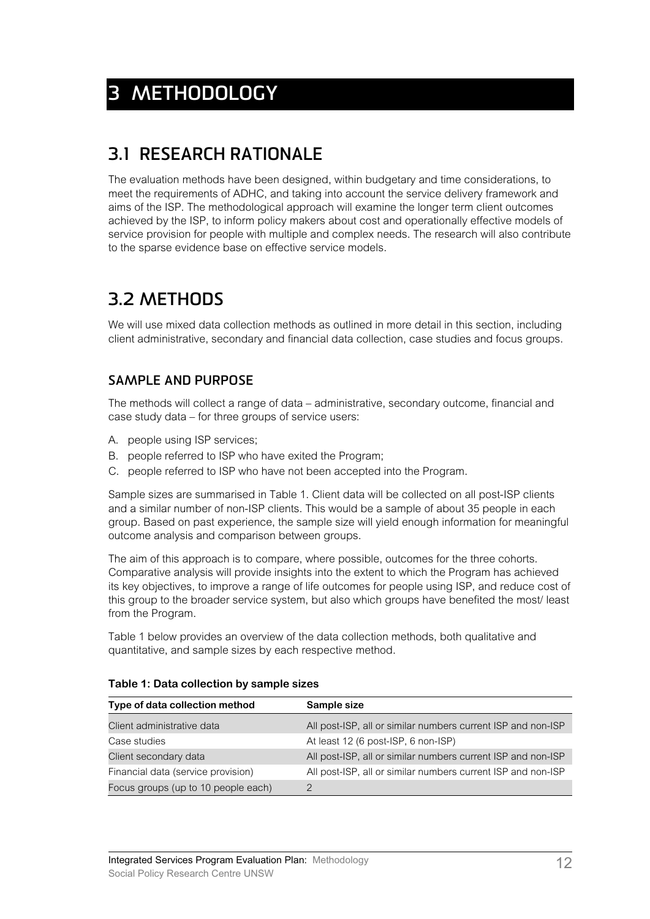# 3 METHODOLOGY

## 3.1 RESEARCH RATIONALE

The evaluation methods have been designed, within budgetary and time considerations, to meet the requirements of ADHC, and taking into account the service delivery framework and aims of the ISP. The methodological approach will examine the longer term client outcomes achieved by the ISP, to inform policy makers about cost and operationally effective models of service provision for people with multiple and complex needs. The research will also contribute to the sparse evidence base on effective service models.

## 3.2 METHODS

We will use mixed data collection methods as outlined in more detail in this section, including client administrative, secondary and financial data collection, case studies and focus groups.

### SAMPLE AND PURPOSE

The methods will collect a range of data – administrative, secondary outcome, financial and case study data – for three groups of service users:

A. people using ISP services;
B. people referred to ISP who have exited the Program;
C. people referred to ISP who have not been accepted into the Program.

Sample sizes are summarised in Table 1. Client data will be collected on all post-ISP clients and a similar number of non-ISP clients. This would be a sample of about 35 people in each group. Based on past experience, the sample size will yield enough information for meaningful outcome analysis and comparison between groups.

The aim of this approach is to compare, where possible, outcomes for the three cohorts. Comparative analysis will provide insights into the extent to which the Program has achieved its key objectives, to improve a range of life outcomes for people using ISP, and reduce cost of this group to the broader service system, but also which groups have benefited the most/ least from the Program.

Table 1 below provides an overview of the data collection methods, both qualitative and quantitative, and sample sizes by each respective method.

**Table 1: Data collection by sample sizes**

| Type of data collection method | Sample size |
|---|---|
| Client administrative data | All post-ISP, all or similar numbers current ISP and non-ISP |
| Case studies | At least 12 (6 post-ISP, 6 non-ISP) |
| Client secondary data | All post-ISP, all or similar numbers current ISP and non-ISP |
| Financial data (service provision) | All post-ISP, all or similar numbers current ISP and non-ISP |
| Focus groups (up to 10 people each) | 2 |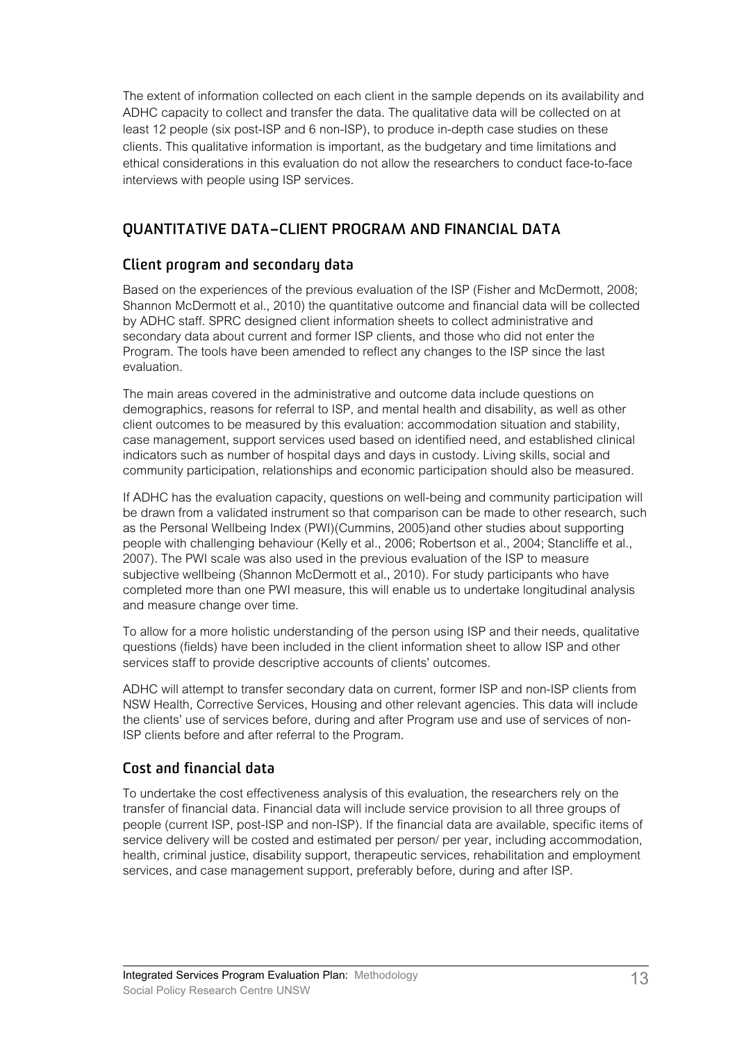The extent of information collected on each client in the sample depends on its availability and ADHC capacity to collect and transfer the data. The qualitative data will be collected on at least 12 people (six post-ISP and 6 non-ISP), to produce in-depth case studies on these clients. This qualitative information is important, as the budgetary and time limitations and ethical considerations in this evaluation do not allow the researchers to conduct face-to-face interviews with people using ISP services.

## QUANTITATIVE DATA–CLIENT PROGRAM AND FINANCIAL DATA

### Client program and secondary data

Based on the experiences of the previous evaluation of the ISP (Fisher and McDermott, 2008; Shannon McDermott et al., 2010) the quantitative outcome and financial data will be collected by ADHC staff. SPRC designed client information sheets to collect administrative and secondary data about current and former ISP clients, and those who did not enter the Program. The tools have been amended to reflect any changes to the ISP since the last evaluation.

The main areas covered in the administrative and outcome data include questions on demographics, reasons for referral to ISP, and mental health and disability, as well as other client outcomes to be measured by this evaluation: accommodation situation and stability, case management, support services used based on identified need, and established clinical indicators such as number of hospital days and days in custody. Living skills, social and community participation, relationships and economic participation should also be measured.

If ADHC has the evaluation capacity, questions on well-being and community participation will be drawn from a validated instrument so that comparison can be made to other research, such as the Personal Wellbeing Index (PWI)(Cummins, 2005)and other studies about supporting people with challenging behaviour (Kelly et al., 2006; Robertson et al., 2004; Stancliffe et al., 2007). The PWI scale was also used in the previous evaluation of the ISP to measure subjective wellbeing (Shannon McDermott et al., 2010). For study participants who have completed more than one PWI measure, this will enable us to undertake longitudinal analysis and measure change over time.

To allow for a more holistic understanding of the person using ISP and their needs, qualitative questions (fields) have been included in the client information sheet to allow ISP and other services staff to provide descriptive accounts of clients' outcomes.

ADHC will attempt to transfer secondary data on current, former ISP and non-ISP clients from NSW Health, Corrective Services, Housing and other relevant agencies. This data will include the clients' use of services before, during and after Program use and use of services of non-ISP clients before and after referral to the Program.

### Cost and financial data

To undertake the cost effectiveness analysis of this evaluation, the researchers rely on the transfer of financial data. Financial data will include service provision to all three groups of people (current ISP, post-ISP and non-ISP). If the financial data are available, specific items of service delivery will be costed and estimated per person/ per year, including accommodation, health, criminal justice, disability support, therapeutic services, rehabilitation and employment services, and case management support, preferably before, during and after ISP.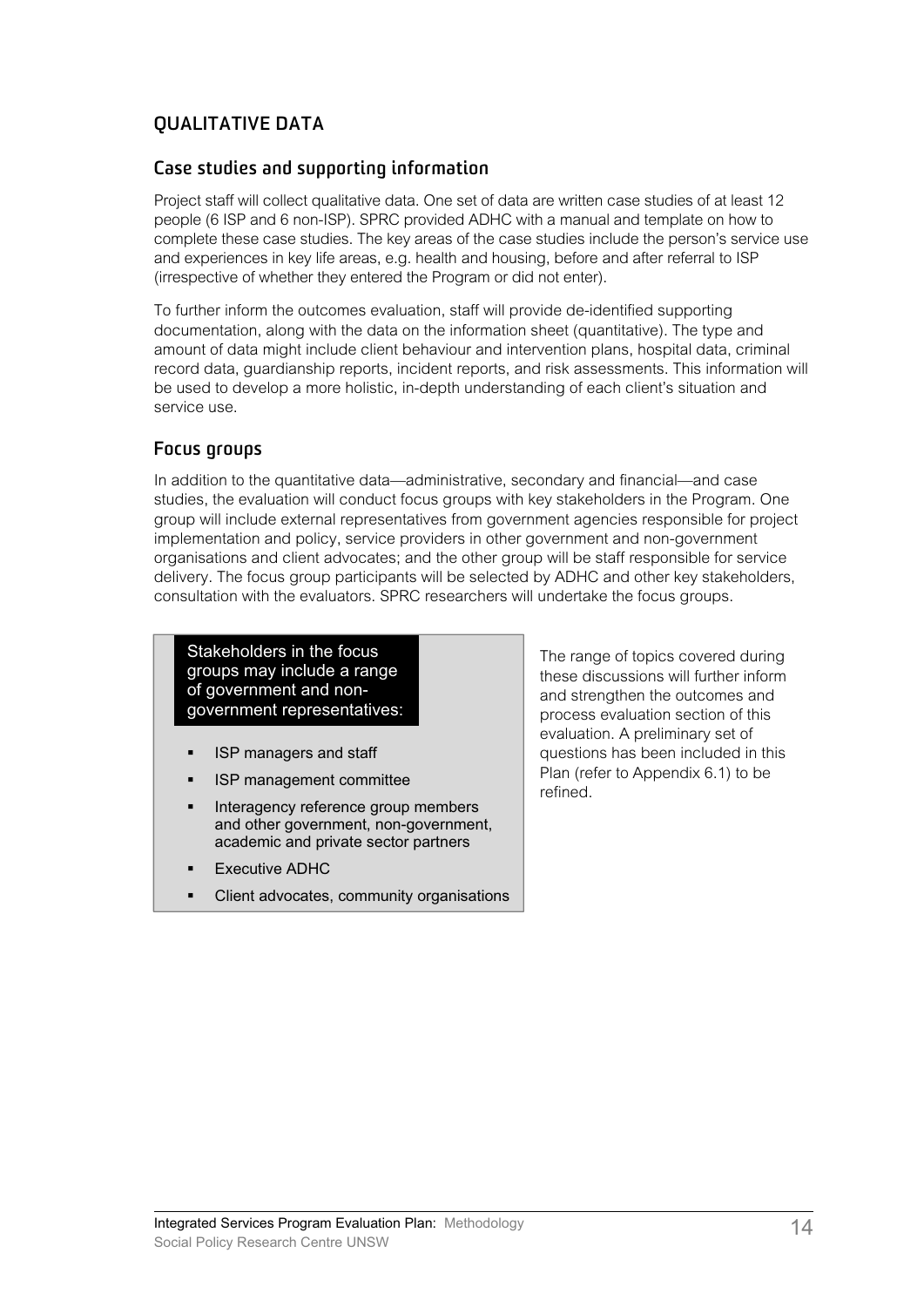## QUALITATIVE DATA

### Case studies and supporting information

Project staff will collect qualitative data. One set of data are written case studies of at least 12 people (6 ISP and 6 non-ISP). SPRC provided ADHC with a manual and template on how to complete these case studies. The key areas of the case studies include the person's service use and experiences in key life areas, e.g. health and housing, before and after referral to ISP (irrespective of whether they entered the Program or did not enter).

To further inform the outcomes evaluation, staff will provide de-identified supporting documentation, along with the data on the information sheet (quantitative). The type and amount of data might include client behaviour and intervention plans, hospital data, criminal record data, guardianship reports, incident reports, and risk assessments. This information will be used to develop a more holistic, in-depth understanding of each client's situation and service use.

### Focus groups

In addition to the quantitative data—administrative, secondary and financial—and case studies, the evaluation will conduct focus groups with key stakeholders in the Program. One group will include external representatives from government agencies responsible for project implementation and policy, service providers in other government and non-government organisations and client advocates; and the other group will be staff responsible for service delivery. The focus group participants will be selected by ADHC and other key stakeholders, consultation with the evaluators. SPRC researchers will undertake the focus groups.

**Stakeholders in the focus groups may include a range of government and non-government representatives:**

- ISP managers and staff
- ISP management committee
- Interagency reference group members and other government, non-government, academic and private sector partners
- Executive ADHC
- Client advocates, community organisations

The range of topics covered during these discussions will further inform and strengthen the outcomes and process evaluation section of this evaluation. A preliminary set of questions has been included in this Plan (refer to Appendix 6.1) to be refined.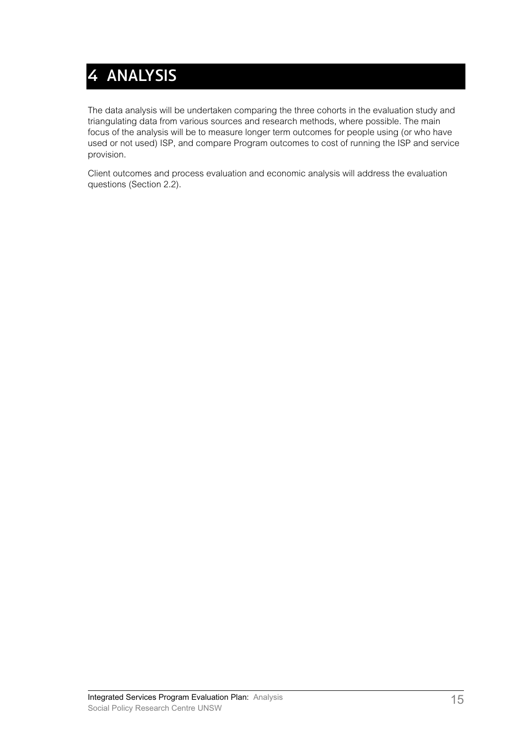# 4 ANALYSIS

The data analysis will be undertaken comparing the three cohorts in the evaluation study and triangulating data from various sources and research methods, where possible. The main focus of the analysis will be to measure longer term outcomes for people using (or who have used or not used) ISP, and compare Program outcomes to cost of running the ISP and service provision.

Client outcomes and process evaluation and economic analysis will address the evaluation questions (Section 2.2).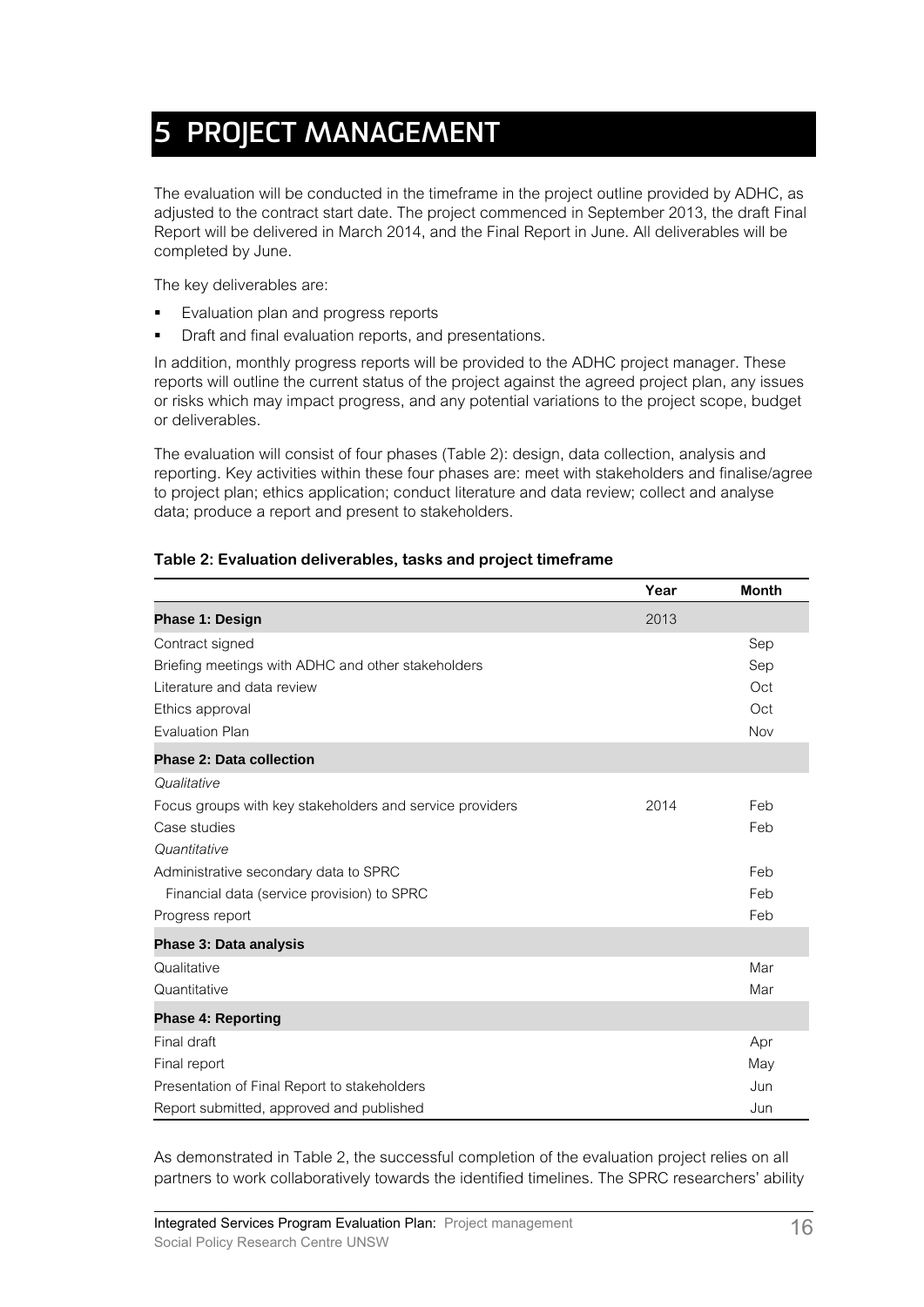# 5 PROJECT MANAGEMENT

The evaluation will be conducted in the timeframe in the project outline provided by ADHC, as adjusted to the contract start date. The project commenced in September 2013, the draft Final Report will be delivered in March 2014, and the Final Report in June. All deliverables will be completed by June.

The key deliverables are:

- Evaluation plan and progress reports
- Draft and final evaluation reports, and presentations.

In addition, monthly progress reports will be provided to the ADHC project manager. These reports will outline the current status of the project against the agreed project plan, any issues or risks which may impact progress, and any potential variations to the project scope, budget or deliverables.

The evaluation will consist of four phases (Table 2): design, data collection, analysis and reporting. Key activities within these four phases are: meet with stakeholders and finalise/agree to project plan; ethics application; conduct literature and data review; collect and analyse data; produce a report and present to stakeholders.

**Table 2: Evaluation deliverables, tasks and project timeframe**

| | Year | Month |
|---|---|---|
| **Phase 1: Design** | 2013 | |
| Contract signed | | Sep |
| Briefing meetings with ADHC and other stakeholders | | Sep |
| Literature and data review | | Oct |
| Ethics approval | | Oct |
| Evaluation Plan | | Nov |
| **Phase 2: Data collection** | | |
| *Qualitative* | | |
| Focus groups with key stakeholders and service providers | 2014 | Feb |
| Case studies | | Feb |
| *Quantitative* | | |
| Administrative secondary data to SPRC | | Feb |
| Financial data (service provision) to SPRC | | Feb |
| Progress report | | Feb |
| **Phase 3: Data analysis** | | |
| Qualitative | | Mar |
| Quantitative | | Mar |
| **Phase 4: Reporting** | | |
| Final draft | | Apr |
| Final report | | May |
| Presentation of Final Report to stakeholders | | Jun |
| Report submitted, approved and published | | Jun |

As demonstrated in Table 2, the successful completion of the evaluation project relies on all partners to work collaboratively towards the identified timelines. The SPRC researchers' ability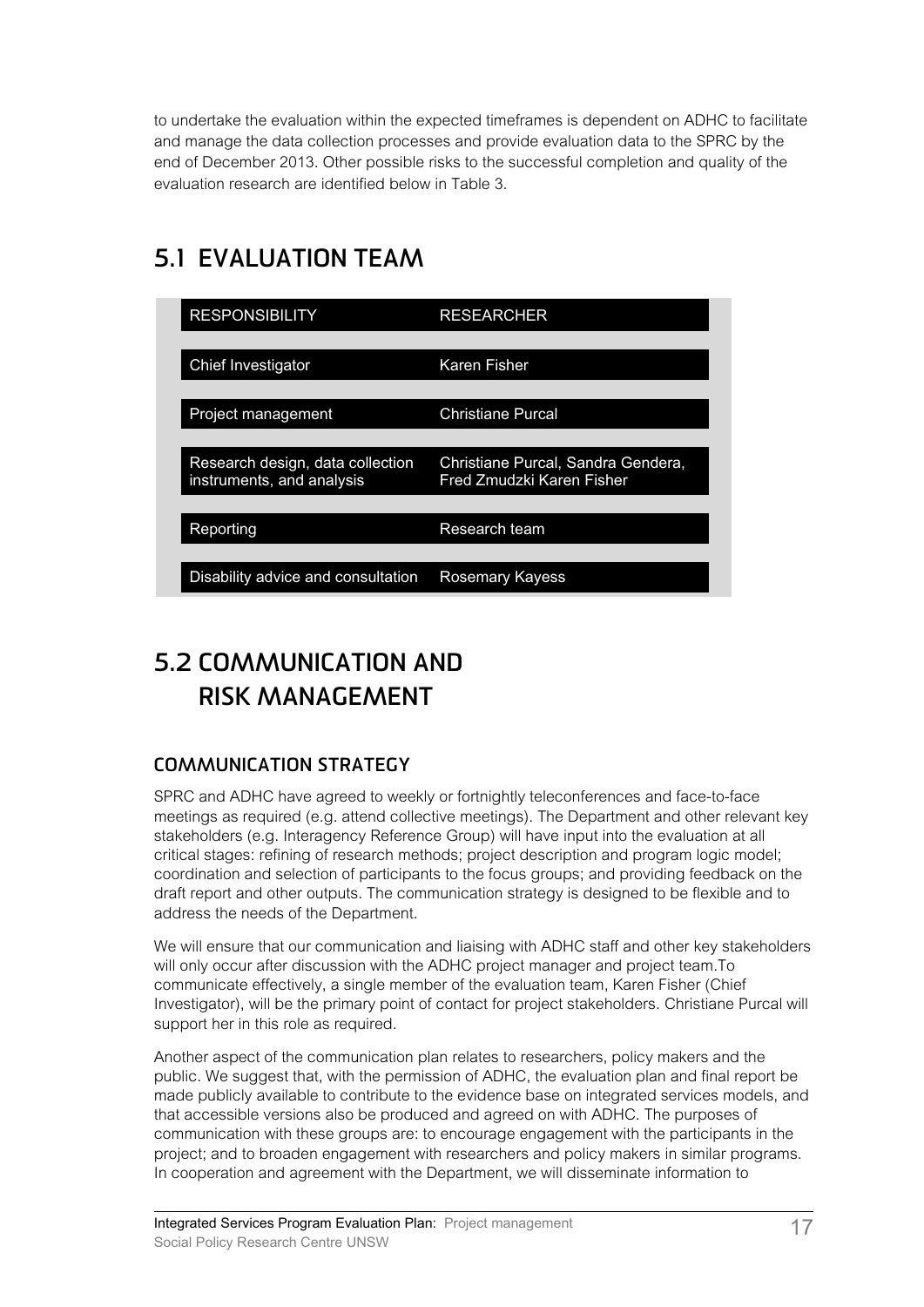to undertake the evaluation within the expected timeframes is dependent on ADHC to facilitate and manage the data collection processes and provide evaluation data to the SPRC by the end of December 2013. Other possible risks to the successful completion and quality of the evaluation research are identified below in Table 3.

## 5.1 EVALUATION TEAM

| RESPONSIBILITY | RESEARCHER |
|---|---|
| Chief Investigator | Karen Fisher |
| Project management | Christiane Purcal |
| Research design, data collection instruments, and analysis | Christiane Purcal, Sandra Gendera, Fred Zmudzki Karen Fisher |
| Reporting | Research team |
| Disability advice and consultation | Rosemary Kayess |

## 5.2 COMMUNICATION AND RISK MANAGEMENT

### COMMUNICATION STRATEGY

SPRC and ADHC have agreed to weekly or fortnightly teleconferences and face-to-face meetings as required (e.g. attend collective meetings). The Department and other relevant key stakeholders (e.g. Interagency Reference Group) will have input into the evaluation at all critical stages: refining of research methods; project description and program logic model; coordination and selection of participants to the focus groups; and providing feedback on the draft report and other outputs. The communication strategy is designed to be flexible and to address the needs of the Department.

We will ensure that our communication and liaising with ADHC staff and other key stakeholders will only occur after discussion with the ADHC project manager and project team.To communicate effectively, a single member of the evaluation team, Karen Fisher (Chief Investigator), will be the primary point of contact for project stakeholders. Christiane Purcal will support her in this role as required.

Another aspect of the communication plan relates to researchers, policy makers and the public. We suggest that, with the permission of ADHC, the evaluation plan and final report be made publicly available to contribute to the evidence base on integrated services models, and that accessible versions also be produced and agreed on with ADHC. The purposes of communication with these groups are: to encourage engagement with the participants in the project; and to broaden engagement with researchers and policy makers in similar programs. In cooperation and agreement with the Department, we will disseminate information to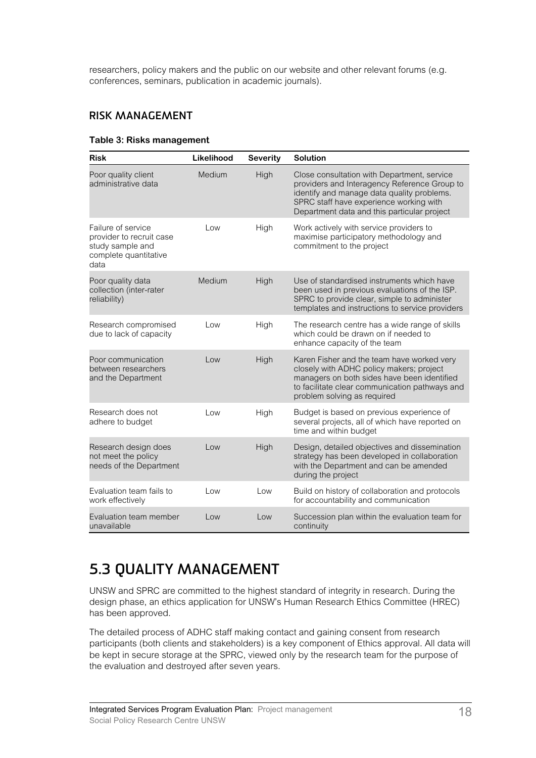researchers, policy makers and the public on our website and other relevant forums (e.g. conferences, seminars, publication in academic journals).

### RISK MANAGEMENT

**Table 3: Risks management**

| Risk | Likelihood | Severity | Solution |
|---|---|---|---|
| Poor quality client administrative data | Medium | High | Close consultation with Department, service providers and Interagency Reference Group to identify and manage data quality problems. SPRC staff have experience working with Department data and this particular project |
| Failure of service provider to recruit case study sample and complete quantitative data | Low | High | Work actively with service providers to maximise participatory methodology and commitment to the project |
| Poor quality data collection (inter-rater reliability) | Medium | High | Use of standardised instruments which have been used in previous evaluations of the ISP. SPRC to provide clear, simple to administer templates and instructions to service providers |
| Research compromised due to lack of capacity | Low | High | The research centre has a wide range of skills which could be drawn on if needed to enhance capacity of the team |
| Poor communication between researchers and the Department | Low | High | Karen Fisher and the team have worked very closely with ADHC policy makers; project managers on both sides have been identified to facilitate clear communication pathways and problem solving as required |
| Research does not adhere to budget | Low | High | Budget is based on previous experience of several projects, all of which have reported on time and within budget |
| Research design does not meet the policy needs of the Department | Low | High | Design, detailed objectives and dissemination strategy has been developed in collaboration with the Department and can be amended during the project |
| Evaluation team fails to work effectively | Low | Low | Build on history of collaboration and protocols for accountability and communication |
| Evaluation team member unavailable | Low | Low | Succession plan within the evaluation team for continuity |

## 5.3 QUALITY MANAGEMENT

UNSW and SPRC are committed to the highest standard of integrity in research. During the design phase, an ethics application for UNSW's Human Research Ethics Committee (HREC) has been approved.

The detailed process of ADHC staff making contact and gaining consent from research participants (both clients and stakeholders) is a key component of Ethics approval. All data will be kept in secure storage at the SPRC, viewed only by the research team for the purpose of the evaluation and destroyed after seven years.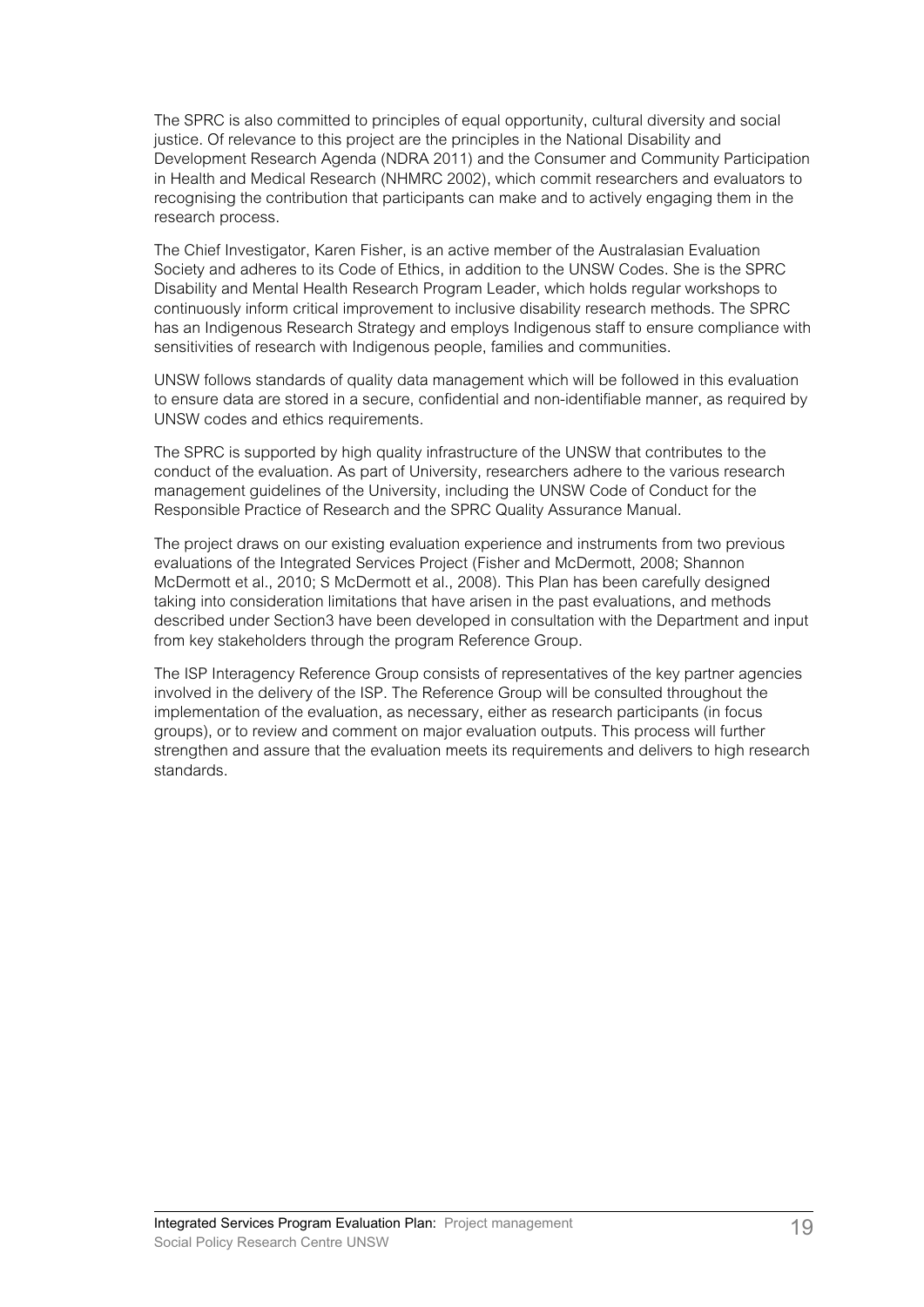The SPRC is also committed to principles of equal opportunity, cultural diversity and social justice. Of relevance to this project are the principles in the National Disability and Development Research Agenda (NDRA 2011) and the Consumer and Community Participation in Health and Medical Research (NHMRC 2002), which commit researchers and evaluators to recognising the contribution that participants can make and to actively engaging them in the research process.

The Chief Investigator, Karen Fisher, is an active member of the Australasian Evaluation Society and adheres to its Code of Ethics, in addition to the UNSW Codes. She is the SPRC Disability and Mental Health Research Program Leader, which holds regular workshops to continuously inform critical improvement to inclusive disability research methods. The SPRC has an Indigenous Research Strategy and employs Indigenous staff to ensure compliance with sensitivities of research with Indigenous people, families and communities.

UNSW follows standards of quality data management which will be followed in this evaluation to ensure data are stored in a secure, confidential and non-identifiable manner, as required by UNSW codes and ethics requirements.

The SPRC is supported by high quality infrastructure of the UNSW that contributes to the conduct of the evaluation. As part of University, researchers adhere to the various research management guidelines of the University, including the UNSW Code of Conduct for the Responsible Practice of Research and the SPRC Quality Assurance Manual.

The project draws on our existing evaluation experience and instruments from two previous evaluations of the Integrated Services Project (Fisher and McDermott, 2008; Shannon McDermott et al., 2010; S McDermott et al., 2008). This Plan has been carefully designed taking into consideration limitations that have arisen in the past evaluations, and methods described under Section3 have been developed in consultation with the Department and input from key stakeholders through the program Reference Group.

The ISP Interagency Reference Group consists of representatives of the key partner agencies involved in the delivery of the ISP. The Reference Group will be consulted throughout the implementation of the evaluation, as necessary, either as research participants (in focus groups), or to review and comment on major evaluation outputs. This process will further strengthen and assure that the evaluation meets its requirements and delivers to high research standards.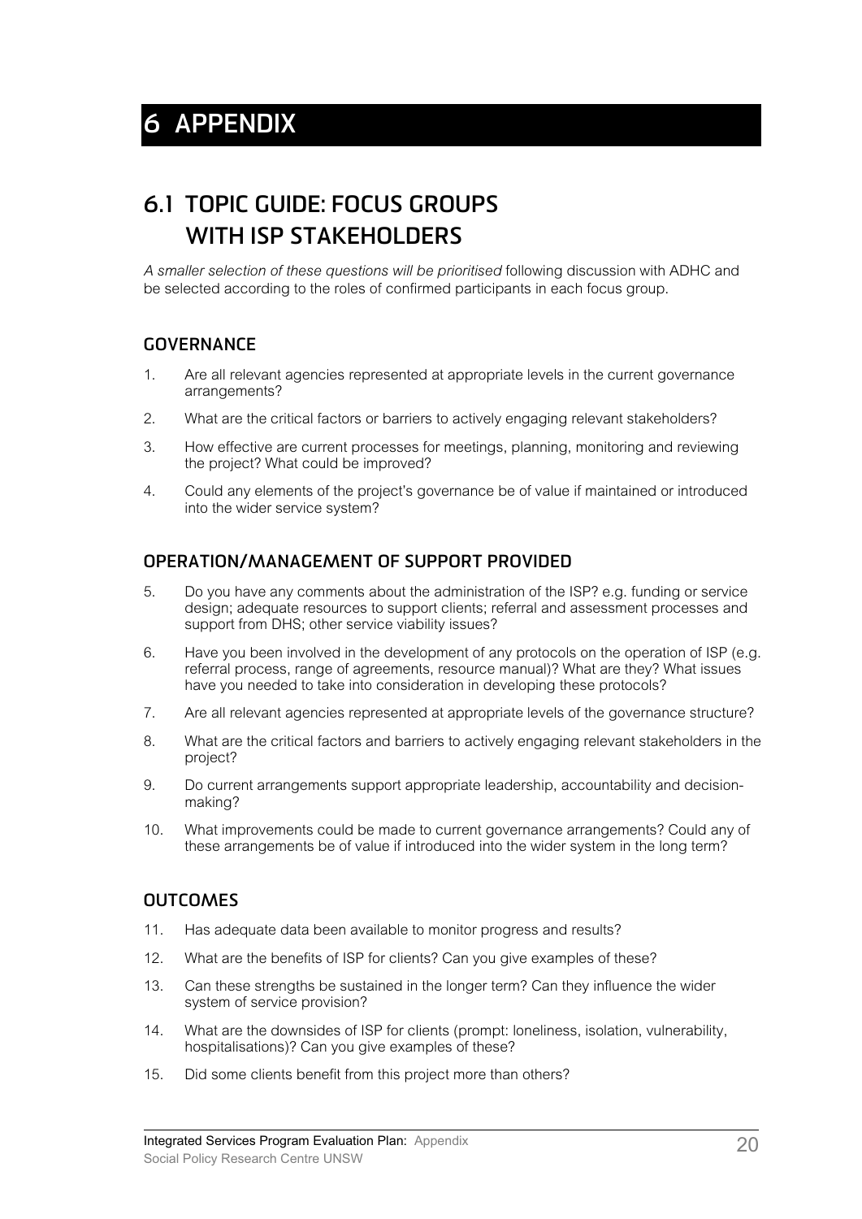# 6 APPENDIX

## 6.1 TOPIC GUIDE: FOCUS GROUPS WITH ISP STAKEHOLDERS

*A smaller selection of these questions will be prioritised* following discussion with ADHC and be selected according to the roles of confirmed participants in each focus group.

### GOVERNANCE

1. Are all relevant agencies represented at appropriate levels in the current governance arrangements?
2. What are the critical factors or barriers to actively engaging relevant stakeholders?
3. How effective are current processes for meetings, planning, monitoring and reviewing the project? What could be improved?
4. Could any elements of the project's governance be of value if maintained or introduced into the wider service system?

### OPERATION/MANAGEMENT OF SUPPORT PROVIDED

5. Do you have any comments about the administration of the ISP? e.g. funding or service design; adequate resources to support clients; referral and assessment processes and support from DHS; other service viability issues?
6. Have you been involved in the development of any protocols on the operation of ISP (e.g. referral process, range of agreements, resource manual)? What are they? What issues have you needed to take into consideration in developing these protocols?
7. Are all relevant agencies represented at appropriate levels of the governance structure?
8. What are the critical factors and barriers to actively engaging relevant stakeholders in the project?
9. Do current arrangements support appropriate leadership, accountability and decision-making?
10. What improvements could be made to current governance arrangements? Could any of these arrangements be of value if introduced into the wider system in the long term?

### OUTCOMES

11. Has adequate data been available to monitor progress and results?
12. What are the benefits of ISP for clients? Can you give examples of these?
13. Can these strengths be sustained in the longer term? Can they influence the wider system of service provision?
14. What are the downsides of ISP for clients (prompt: loneliness, isolation, vulnerability, hospitalisations)? Can you give examples of these?
15. Did some clients benefit from this project more than others?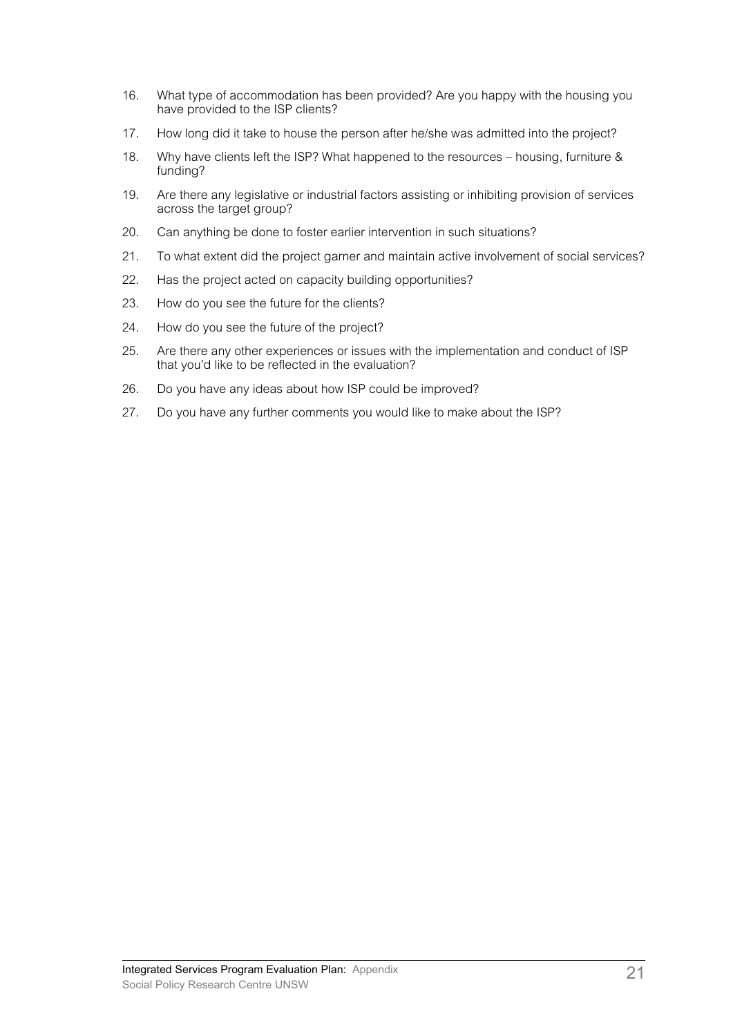16. What type of accommodation has been provided? Are you happy with the housing you have provided to the ISP clients?
17. How long did it take to house the person after he/she was admitted into the project?
18. Why have clients left the ISP? What happened to the resources – housing, furniture & funding?
19. Are there any legislative or industrial factors assisting or inhibiting provision of services across the target group?
20. Can anything be done to foster earlier intervention in such situations?
21. To what extent did the project garner and maintain active involvement of social services?
22. Has the project acted on capacity building opportunities?
23. How do you see the future for the clients?
24. How do you see the future of the project?
25. Are there any other experiences or issues with the implementation and conduct of ISP that you'd like to be reflected in the evaluation?
26. Do you have any ideas about how ISP could be improved?
27. Do you have any further comments you would like to make about the ISP?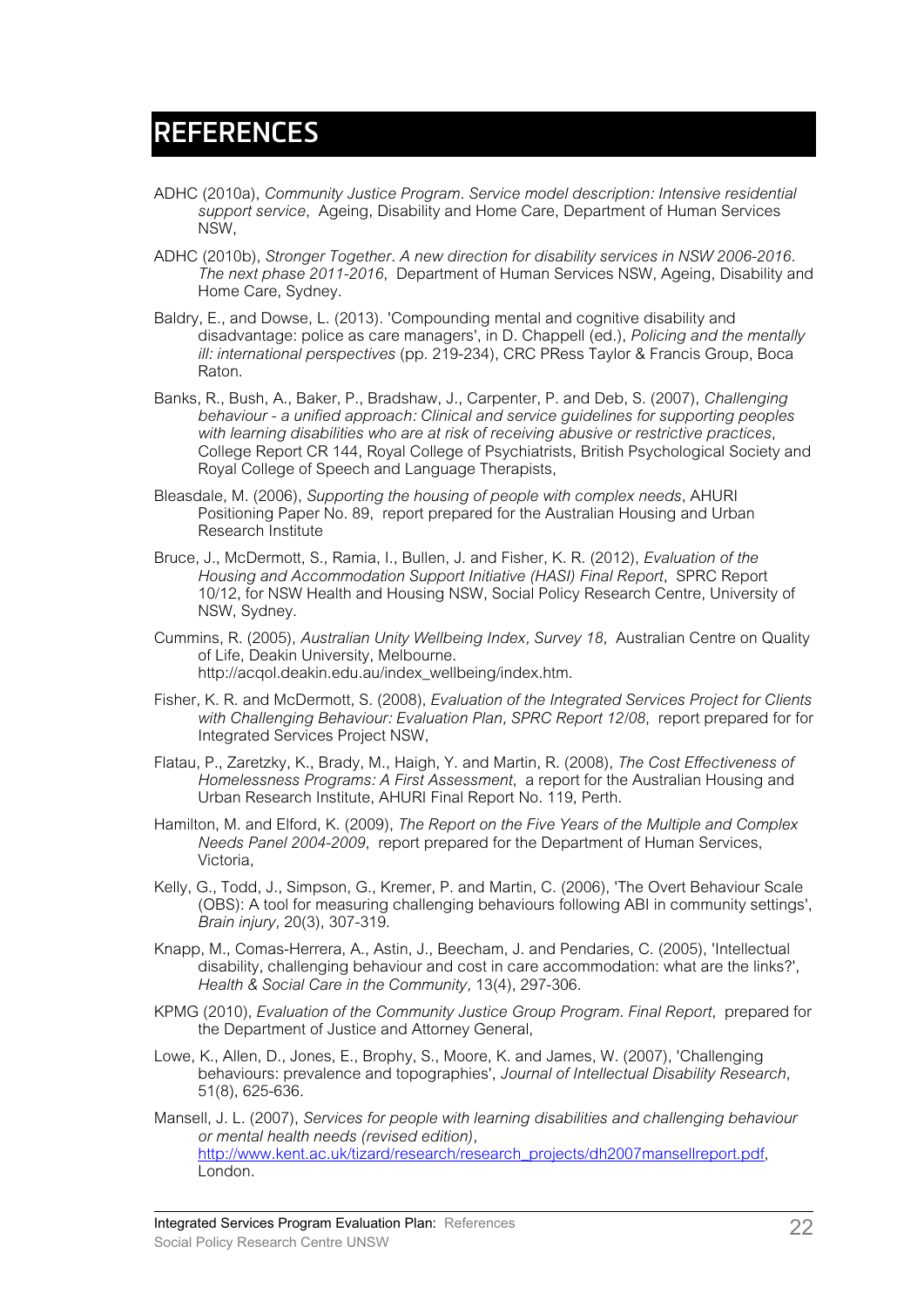# REFERENCES

ADHC (2010a), *Community Justice Program. Service model description: Intensive residential support service*, Ageing, Disability and Home Care, Department of Human Services NSW,

ADHC (2010b), *Stronger Together. A new direction for disability services in NSW 2006-2016. The next phase 2011-2016*, Department of Human Services NSW, Ageing, Disability and Home Care, Sydney.

Baldry, E., and Dowse, L. (2013). 'Compounding mental and cognitive disability and disadvantage: police as care managers', in D. Chappell (ed.), *Policing and the mentally ill: international perspectives* (pp. 219-234), CRC PRess Taylor & Francis Group, Boca Raton.

Banks, R., Bush, A., Baker, P., Bradshaw, J., Carpenter, P. and Deb, S. (2007), *Challenging behaviour - a unified approach: Clinical and service guidelines for supporting peoples with learning disabilities who are at risk of receiving abusive or restrictive practices*, College Report CR 144, Royal College of Psychiatrists, British Psychological Society and Royal College of Speech and Language Therapists,

Bleasdale, M. (2006), *Supporting the housing of people with complex needs*, AHURI Positioning Paper No. 89, report prepared for the Australian Housing and Urban Research Institute

Bruce, J., McDermott, S., Ramia, I., Bullen, J. and Fisher, K. R. (2012), *Evaluation of the Housing and Accommodation Support Initiative (HASI) Final Report*, SPRC Report 10/12, for NSW Health and Housing NSW, Social Policy Research Centre, University of NSW, Sydney.

Cummins, R. (2005), *Australian Unity Wellbeing Index, Survey 18*, Australian Centre on Quality of Life, Deakin University, Melbourne. http://acqol.deakin.edu.au/index_wellbeing/index.htm.

Fisher, K. R. and McDermott, S. (2008), *Evaluation of the Integrated Services Project for Clients with Challenging Behaviour: Evaluation Plan, SPRC Report 12/08*, report prepared for for Integrated Services Project NSW,

Flatau, P., Zaretzky, K., Brady, M., Haigh, Y. and Martin, R. (2008), *The Cost Effectiveness of Homelessness Programs: A First Assessment*, a report for the Australian Housing and Urban Research Institute, AHURI Final Report No. 119, Perth.

Hamilton, M. and Elford, K. (2009), *The Report on the Five Years of the Multiple and Complex Needs Panel 2004-2009*, report prepared for the Department of Human Services, Victoria,

Kelly, G., Todd, J., Simpson, G., Kremer, P. and Martin, C. (2006), 'The Overt Behaviour Scale (OBS): A tool for measuring challenging behaviours following ABI in community settings', *Brain injury,* 20(3), 307-319.

Knapp, M., Comas-Herrera, A., Astin, J., Beecham, J. and Pendaries, C. (2005), 'Intellectual disability, challenging behaviour and cost in care accommodation: what are the links?', *Health & Social Care in the Community,* 13(4), 297-306.

KPMG (2010), *Evaluation of the Community Justice Group Program. Final Report*, prepared for the Department of Justice and Attorney General,

Lowe, K., Allen, D., Jones, E., Brophy, S., Moore, K. and James, W. (2007), 'Challenging behaviours: prevalence and topographies', *Journal of Intellectual Disability Research,* 51(8), 625-636.

Mansell, J. L. (2007), *Services for people with learning disabilities and challenging behaviour or mental health needs (revised edition)*, http://www.kent.ac.uk/tizard/research/research_projects/dh2007mansellreport.pdf, London.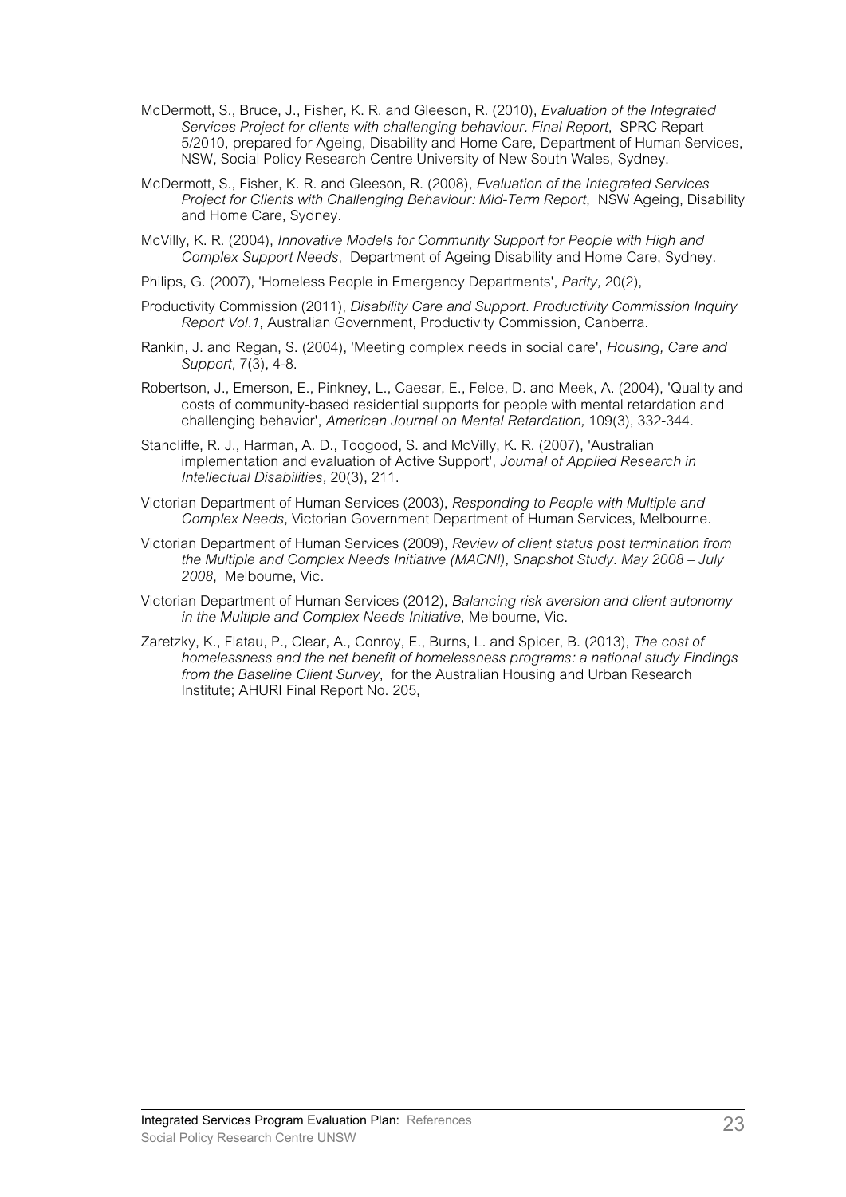McDermott, S., Bruce, J., Fisher, K. R. and Gleeson, R. (2010), *Evaluation of the Integrated Services Project for clients with challenging behaviour. Final Report*, SPRC Repart 5/2010, prepared for Ageing, Disability and Home Care, Department of Human Services, NSW, Social Policy Research Centre University of New South Wales, Sydney.

McDermott, S., Fisher, K. R. and Gleeson, R. (2008), *Evaluation of the Integrated Services Project for Clients with Challenging Behaviour: Mid-Term Report*, NSW Ageing, Disability and Home Care, Sydney.

McVilly, K. R. (2004), *Innovative Models for Community Support for People with High and Complex Support Needs*, Department of Ageing Disability and Home Care, Sydney.

Philips, G. (2007), 'Homeless People in Emergency Departments', *Parity,* 20(2),

Productivity Commission (2011), *Disability Care and Support. Productivity Commission Inquiry Report Vol.1*, Australian Government, Productivity Commission, Canberra.

Rankin, J. and Regan, S. (2004), 'Meeting complex needs in social care', *Housing, Care and Support,* 7(3), 4-8.

Robertson, J., Emerson, E., Pinkney, L., Caesar, E., Felce, D. and Meek, A. (2004), 'Quality and costs of community-based residential supports for people with mental retardation and challenging behavior', *American Journal on Mental Retardation,* 109(3), 332-344.

Stancliffe, R. J., Harman, A. D., Toogood, S. and McVilly, K. R. (2007), 'Australian implementation and evaluation of Active Support', *Journal of Applied Research in Intellectual Disabilities,* 20(3), 211.

Victorian Department of Human Services (2003), *Responding to People with Multiple and Complex Needs*, Victorian Government Department of Human Services, Melbourne.

Victorian Department of Human Services (2009), *Review of client status post termination from the Multiple and Complex Needs Initiative (MACNI), Snapshot Study. May 2008 – July 2008*, Melbourne, Vic.

Victorian Department of Human Services (2012), *Balancing risk aversion and client autonomy in the Multiple and Complex Needs Initiative*, Melbourne, Vic.

Zaretzky, K., Flatau, P., Clear, A., Conroy, E., Burns, L. and Spicer, B. (2013), *The cost of homelessness and the net benefit of homelessness programs: a national study Findings from the Baseline Client Survey*, for the Australian Housing and Urban Research Institute; AHURI Final Report No. 205,